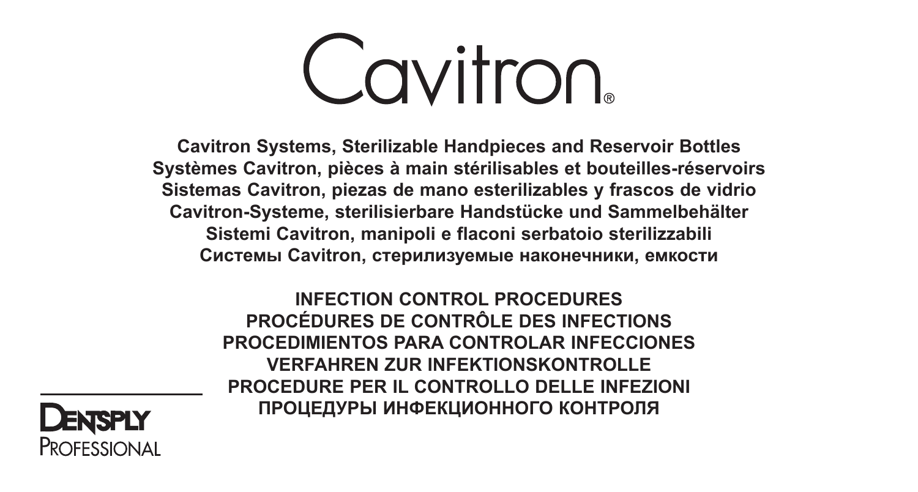# Cavitron®

**Cavitron Systems, Sterilizable Handpieces and Reservoir Bottles**
**Systèmes Cavitron, pièces à main stérilisables et bouteilles-réservoirs**
**Sistemas Cavitron, piezas de mano esterilizables y frascos de vidrio**
**Cavitron-Systeme, sterilisierbare Handstücke und Sammelbehälter**
**Sistemi Cavitron, manipoli e flaconi serbatoio sterilizzabili**
**Системы Cavitron, стерилизуемые наконечники, емкости**

## INFECTION CONTROL PROCEDURES
## PROCÉDURES DE CONTRÔLE DES INFECTIONS
## PROCEDIMIENTOS PARA CONTROLAR INFECCIONES
## VERFAHREN ZUR INFEKTIONSKONTROLLE
## PROCEDURE PER IL CONTROLLO DELLE INFEZIONI
## ПРОЦЕДУРЫ ИНФЕКЦИОННОГО КОНТРОЛЯ

DENTSPLY
PROFESSIONAL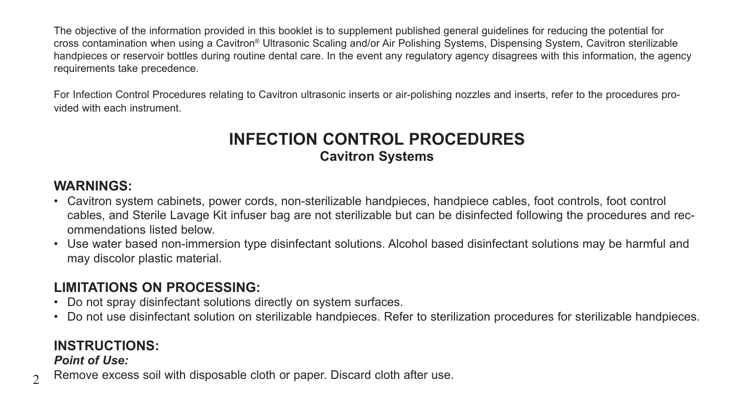The objective of the information provided in this booklet is to supplement published general guidelines for reducing the potential for cross contamination when using a Cavitron® Ultrasonic Scaling and/or Air Polishing Systems, Dispensing System, Cavitron sterilizable handpieces or reservoir bottles during routine dental care. In the event any regulatory agency disagrees with this information, the agency requirements take precedence.

For Infection Control Procedures relating to Cavitron ultrasonic inserts or air-polishing nozzles and inserts, refer to the procedures provided with each instrument.

# INFECTION CONTROL PROCEDURES

## Cavitron Systems

### WARNINGS:

- Cavitron system cabinets, power cords, non-sterilizable handpieces, handpiece cables, foot controls, foot control cables, and Sterile Lavage Kit infuser bag are not sterilizable but can be disinfected following the procedures and recommendations listed below.
- Use water based non-immersion type disinfectant solutions. Alcohol based disinfectant solutions may be harmful and may discolor plastic material.

### LIMITATIONS ON PROCESSING:

- Do not spray disinfectant solutions directly on system surfaces.
- Do not use disinfectant solution on sterilizable handpieces. Refer to sterilization procedures for sterilizable handpieces.

### INSTRUCTIONS:

***Point of Use:***

Remove excess soil with disposable cloth or paper. Discard cloth after use.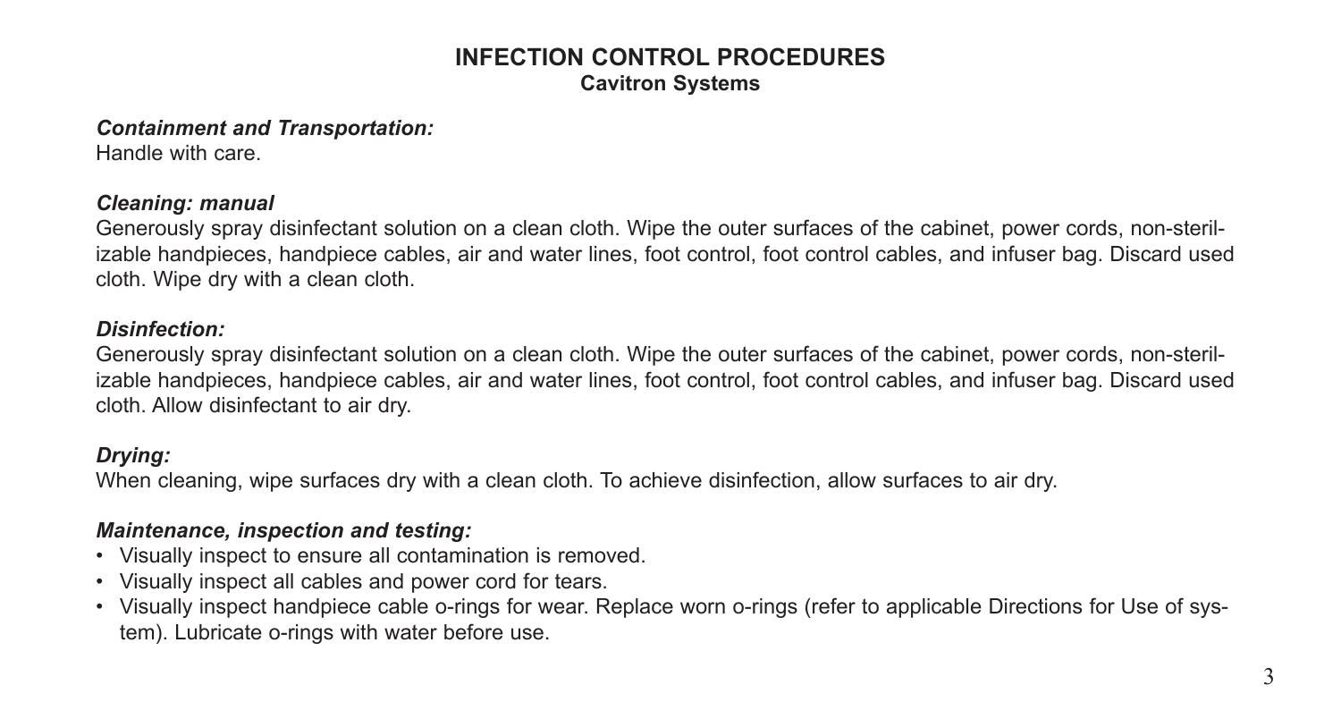# INFECTION CONTROL PROCEDURES

## Cavitron Systems

***Containment and Transportation:***
Handle with care.

***Cleaning: manual***
Generously spray disinfectant solution on a clean cloth. Wipe the outer surfaces of the cabinet, power cords, non-sterilizable handpieces, handpiece cables, air and water lines, foot control, foot control cables, and infuser bag. Discard used cloth. Wipe dry with a clean cloth.

***Disinfection:***
Generously spray disinfectant solution on a clean cloth. Wipe the outer surfaces of the cabinet, power cords, non-sterilizable handpieces, handpiece cables, air and water lines, foot control, foot control cables, and infuser bag. Discard used cloth. Allow disinfectant to air dry.

***Drying:***
When cleaning, wipe surfaces dry with a clean cloth. To achieve disinfection, allow surfaces to air dry.

***Maintenance, inspection and testing:***

- Visually inspect to ensure all contamination is removed.
- Visually inspect all cables and power cord for tears.
- Visually inspect handpiece cable o-rings for wear. Replace worn o-rings (refer to applicable Directions for Use of system). Lubricate o-rings with water before use.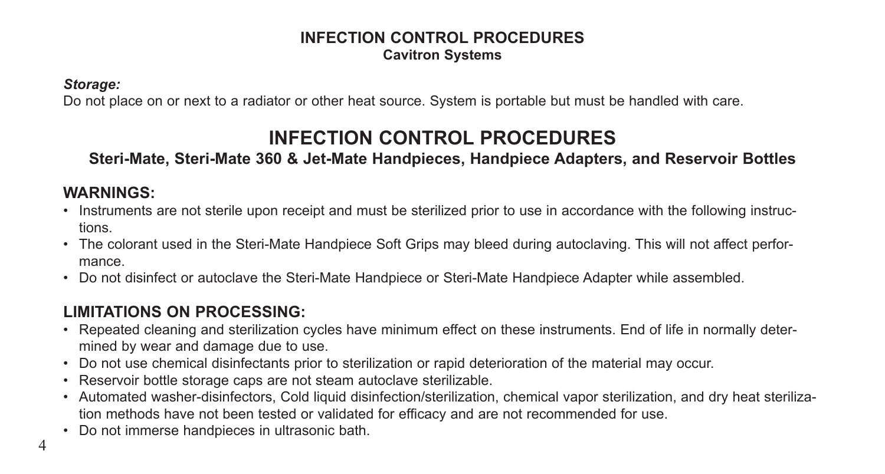**INFECTION CONTROL PROCEDURES**
**Cavitron Systems**

***Storage:***
Do not place on or next to a radiator or other heat source. System is portable but must be handled with care.

# INFECTION CONTROL PROCEDURES

## Steri-Mate, Steri-Mate 360 & Jet-Mate Handpieces, Handpiece Adapters, and Reservoir Bottles

### WARNINGS:

- Instruments are not sterile upon receipt and must be sterilized prior to use in accordance with the following instructions.
- The colorant used in the Steri-Mate Handpiece Soft Grips may bleed during autoclaving. This will not affect performance.
- Do not disinfect or autoclave the Steri-Mate Handpiece or Steri-Mate Handpiece Adapter while assembled.

### LIMITATIONS ON PROCESSING:

- Repeated cleaning and sterilization cycles have minimum effect on these instruments. End of life in normally determined by wear and damage due to use.
- Do not use chemical disinfectants prior to sterilization or rapid deterioration of the material may occur.
- Reservoir bottle storage caps are not steam autoclave sterilizable.
- Automated washer-disinfectors, Cold liquid disinfection/sterilization, chemical vapor sterilization, and dry heat sterilization methods have not been tested or validated for efficacy and are not recommended for use.
- Do not immerse handpieces in ultrasonic bath.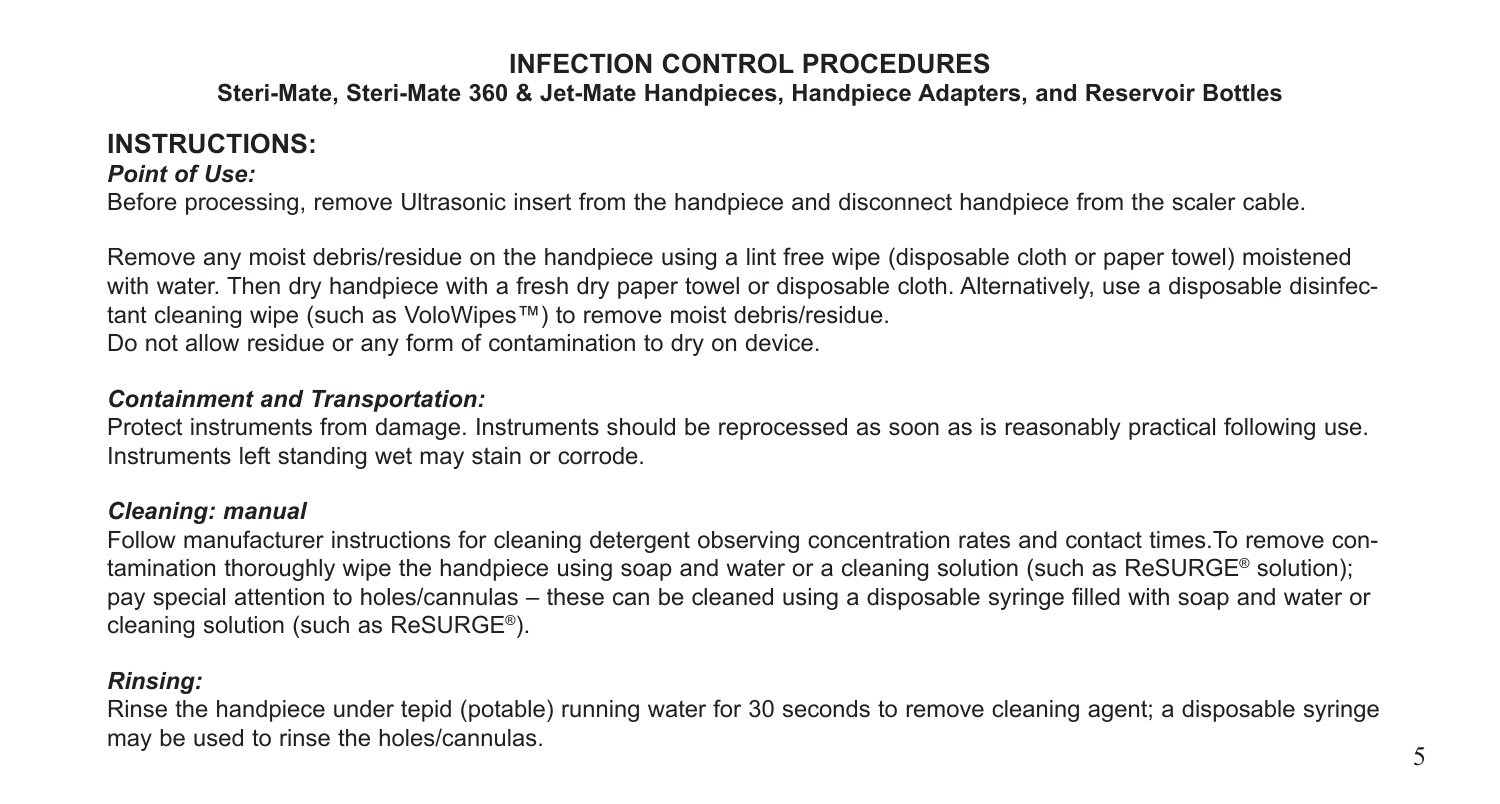# INFECTION CONTROL PROCEDURES

**Steri-Mate, Steri-Mate 360 & Jet-Mate Handpieces, Handpiece Adapters, and Reservoir Bottles**

## INSTRUCTIONS:

***Point of Use:***

Before processing, remove Ultrasonic insert from the handpiece and disconnect handpiece from the scaler cable.

Remove any moist debris/residue on the handpiece using a lint free wipe (disposable cloth or paper towel) moistened with water. Then dry handpiece with a fresh dry paper towel or disposable cloth. Alternatively, use a disposable disinfectant cleaning wipe (such as VoloWipes™) to remove moist debris/residue.
Do not allow residue or any form of contamination to dry on device.

***Containment and Transportation:***

Protect instruments from damage. Instruments should be reprocessed as soon as is reasonably practical following use. Instruments left standing wet may stain or corrode.

***Cleaning: manual***

Follow manufacturer instructions for cleaning detergent observing concentration rates and contact times.To remove contamination thoroughly wipe the handpiece using soap and water or a cleaning solution (such as ReSURGE® solution); pay special attention to holes/cannulas – these can be cleaned using a disposable syringe filled with soap and water or cleaning solution (such as ReSURGE®).

***Rinsing:***

Rinse the handpiece under tepid (potable) running water for 30 seconds to remove cleaning agent; a disposable syringe may be used to rinse the holes/cannulas.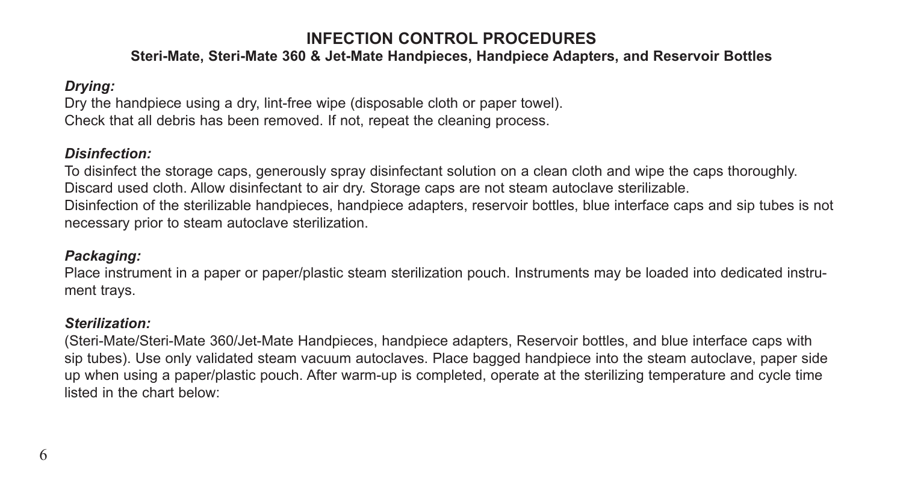# INFECTION CONTROL PROCEDURES

## Steri-Mate, Steri-Mate 360 & Jet-Mate Handpieces, Handpiece Adapters, and Reservoir Bottles

***Drying:***

Dry the handpiece using a dry, lint-free wipe (disposable cloth or paper towel).
Check that all debris has been removed. If not, repeat the cleaning process.

***Disinfection:***

To disinfect the storage caps, generously spray disinfectant solution on a clean cloth and wipe the caps thoroughly. Discard used cloth. Allow disinfectant to air dry. Storage caps are not steam autoclave sterilizable.
Disinfection of the sterilizable handpieces, handpiece adapters, reservoir bottles, blue interface caps and sip tubes is not necessary prior to steam autoclave sterilization.

***Packaging:***

Place instrument in a paper or paper/plastic steam sterilization pouch. Instruments may be loaded into dedicated instrument trays.

***Sterilization:***

(Steri-Mate/Steri-Mate 360/Jet-Mate Handpieces, handpiece adapters, Reservoir bottles, and blue interface caps with sip tubes). Use only validated steam vacuum autoclaves. Place bagged handpiece into the steam autoclave, paper side up when using a paper/plastic pouch. After warm-up is completed, operate at the sterilizing temperature and cycle time listed in the chart below: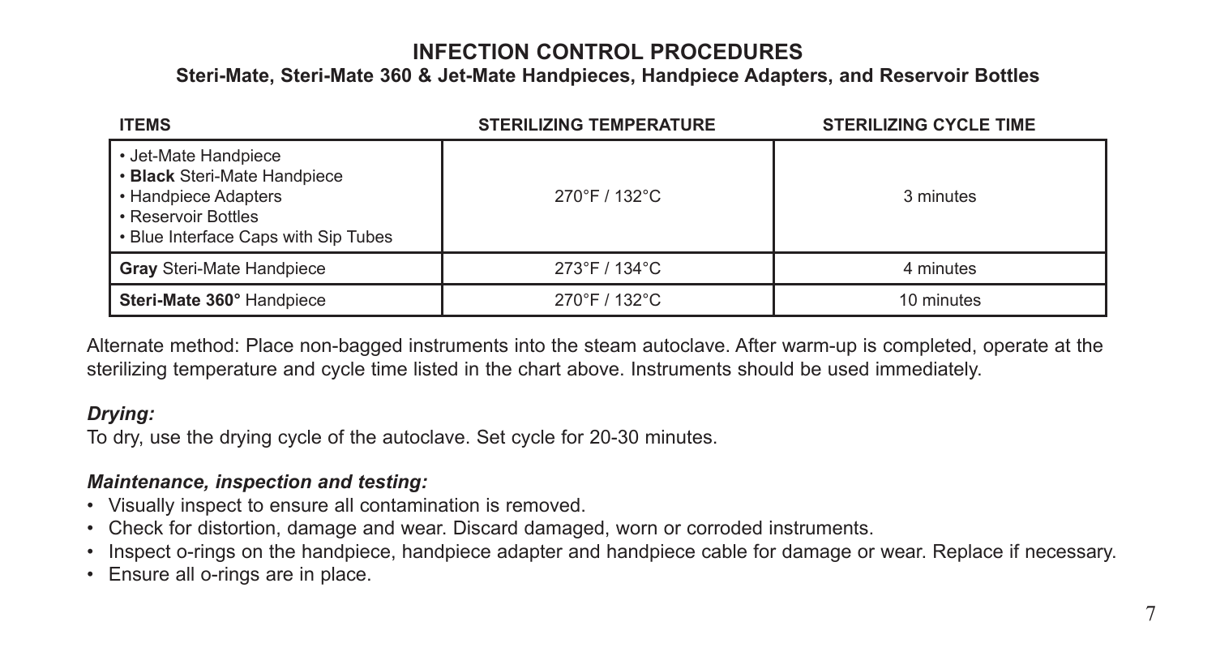# INFECTION CONTROL PROCEDURES

## Steri-Mate, Steri-Mate 360 & Jet-Mate Handpieces, Handpiece Adapters, and Reservoir Bottles

| ITEMS | STERILIZING TEMPERATURE | STERILIZING CYCLE TIME |
|---|---|---|
| • Jet-Mate Handpiece<br>• **Black** Steri-Mate Handpiece<br>• Handpiece Adapters<br>• Reservoir Bottles<br>• Blue Interface Caps with Sip Tubes | 270°F / 132°C | 3 minutes |
| **Gray** Steri-Mate Handpiece | 273°F / 134°C | 4 minutes |
| **Steri-Mate 360°** Handpiece | 270°F / 132°C | 10 minutes |

Alternate method: Place non-bagged instruments into the steam autoclave. After warm-up is completed, operate at the sterilizing temperature and cycle time listed in the chart above. Instruments should be used immediately.

### *Drying:*

To dry, use the drying cycle of the autoclave. Set cycle for 20-30 minutes.

### *Maintenance, inspection and testing:*

- Visually inspect to ensure all contamination is removed.
- Check for distortion, damage and wear. Discard damaged, worn or corroded instruments.
- Inspect o-rings on the handpiece, handpiece adapter and handpiece cable for damage or wear. Replace if necessary.
- Ensure all o-rings are in place.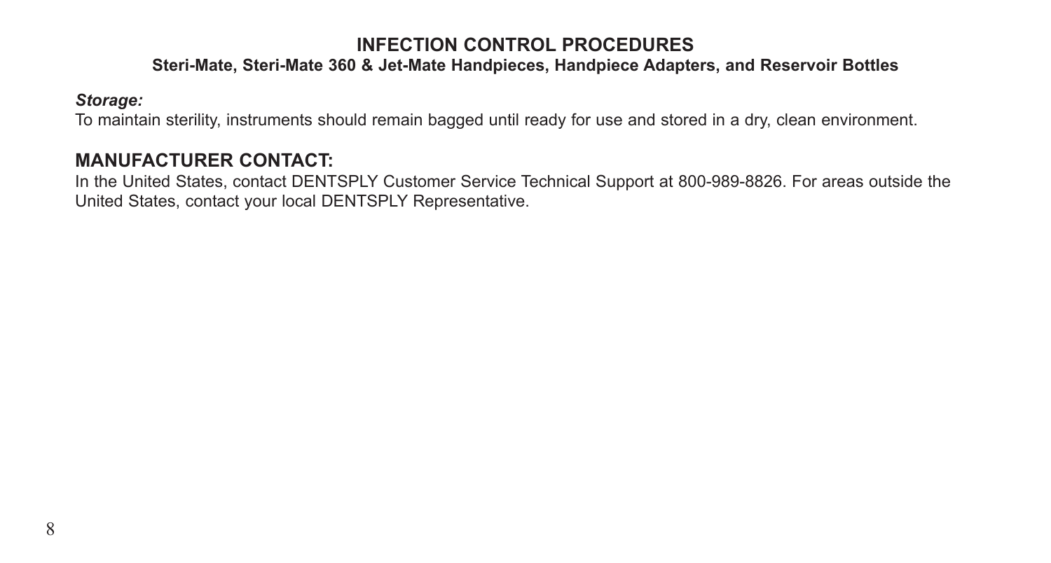## INFECTION CONTROL PROCEDURES

**Steri-Mate, Steri-Mate 360 & Jet-Mate Handpieces, Handpiece Adapters, and Reservoir Bottles**

***Storage:***

To maintain sterility, instruments should remain bagged until ready for use and stored in a dry, clean environment.

## MANUFACTURER CONTACT:

In the United States, contact DENTSPLY Customer Service Technical Support at 800-989-8826. For areas outside the United States, contact your local DENTSPLY Representative.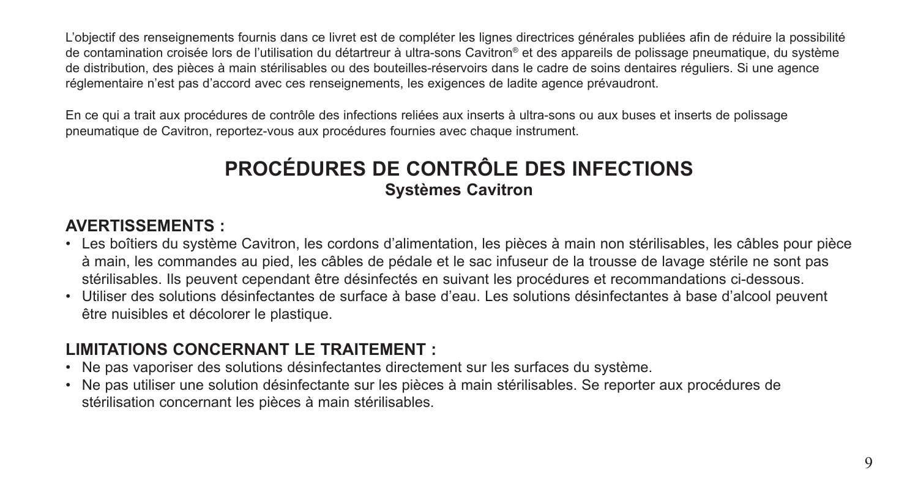L'objectif des renseignements fournis dans ce livret est de compléter les lignes directrices générales publiées afin de réduire la possibilité de contamination croisée lors de l'utilisation du détartreur à ultra-sons Cavitron® et des appareils de polissage pneumatique, du système de distribution, des pièces à main stérilisables ou des bouteilles-réservoirs dans le cadre de soins dentaires réguliers. Si une agence réglementaire n'est pas d'accord avec ces renseignements, les exigences de ladite agence prévaudront.

En ce qui a trait aux procédures de contrôle des infections reliées aux inserts à ultra-sons ou aux buses et inserts de polissage pneumatique de Cavitron, reportez-vous aux procédures fournies avec chaque instrument.

# PROCÉDURES DE CONTRÔLE DES INFECTIONS

**Systèmes Cavitron**

## AVERTISSEMENTS :

- Les boîtiers du système Cavitron, les cordons d'alimentation, les pièces à main non stérilisables, les câbles pour pièce à main, les commandes au pied, les câbles de pédale et le sac infuseur de la trousse de lavage stérile ne sont pas stérilisables. Ils peuvent cependant être désinfectés en suivant les procédures et recommandations ci-dessous.
- Utiliser des solutions désinfectantes de surface à base d'eau. Les solutions désinfectantes à base d'alcool peuvent être nuisibles et décolorer le plastique.

## LIMITATIONS CONCERNANT LE TRAITEMENT :

- Ne pas vaporiser des solutions désinfectantes directement sur les surfaces du système.
- Ne pas utiliser une solution désinfectante sur les pièces à main stérilisables. Se reporter aux procédures de stérilisation concernant les pièces à main stérilisables.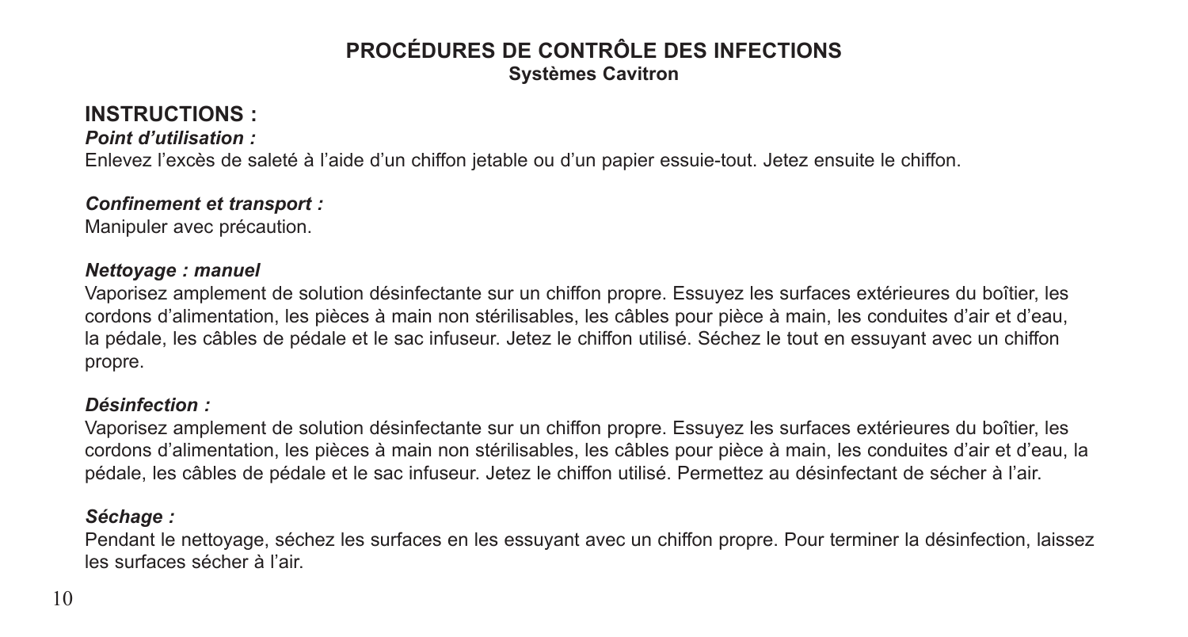## PROCÉDURES DE CONTRÔLE DES INFECTIONS

**Systèmes Cavitron**

## INSTRUCTIONS :

***Point d'utilisation :***

Enlevez l'excès de saleté à l'aide d'un chiffon jetable ou d'un papier essuie-tout. Jetez ensuite le chiffon.

***Confinement et transport :***

Manipuler avec précaution.

***Nettoyage : manuel***

Vaporisez amplement de solution désinfectante sur un chiffon propre. Essuyez les surfaces extérieures du boîtier, les cordons d'alimentation, les pièces à main non stérilisables, les câbles pour pièce à main, les conduites d'air et d'eau, la pédale, les câbles de pédale et le sac infuseur. Jetez le chiffon utilisé. Séchez le tout en essuyant avec un chiffon propre.

***Désinfection :***

Vaporisez amplement de solution désinfectante sur un chiffon propre. Essuyez les surfaces extérieures du boîtier, les cordons d'alimentation, les pièces à main non stérilisables, les câbles pour pièce à main, les conduites d'air et d'eau, la pédale, les câbles de pédale et le sac infuseur. Jetez le chiffon utilisé. Permettez au désinfectant de sécher à l'air.

***Séchage :***

Pendant le nettoyage, séchez les surfaces en les essuyant avec un chiffon propre. Pour terminer la désinfection, laissez les surfaces sécher à l'air.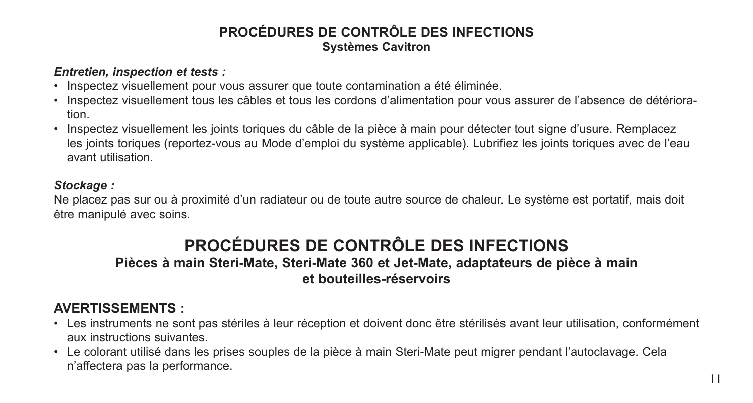## PROCÉDURES DE CONTRÔLE DES INFECTIONS

### Systèmes Cavitron

***Entretien, inspection et tests :***

- Inspectez visuellement pour vous assurer que toute contamination a été éliminée.
- Inspectez visuellement tous les câbles et tous les cordons d'alimentation pour vous assurer de l'absence de détérioration.
- Inspectez visuellement les joints toriques du câble de la pièce à main pour détecter tout signe d'usure. Remplacez les joints toriques (reportez-vous au Mode d'emploi du système applicable). Lubrifiez les joints toriques avec de l'eau avant utilisation.

***Stockage :***

Ne placez pas sur ou à proximité d'un radiateur ou de toute autre source de chaleur. Le système est portatif, mais doit être manipulé avec soins.

# PROCÉDURES DE CONTRÔLE DES INFECTIONS

### Pièces à main Steri-Mate, Steri-Mate 360 et Jet-Mate, adaptateurs de pièce à main et bouteilles-réservoirs

## AVERTISSEMENTS :

- Les instruments ne sont pas stériles à leur réception et doivent donc être stérilisés avant leur utilisation, conformément aux instructions suivantes.
- Le colorant utilisé dans les prises souples de la pièce à main Steri-Mate peut migrer pendant l'autoclavage. Cela n'affectera pas la performance.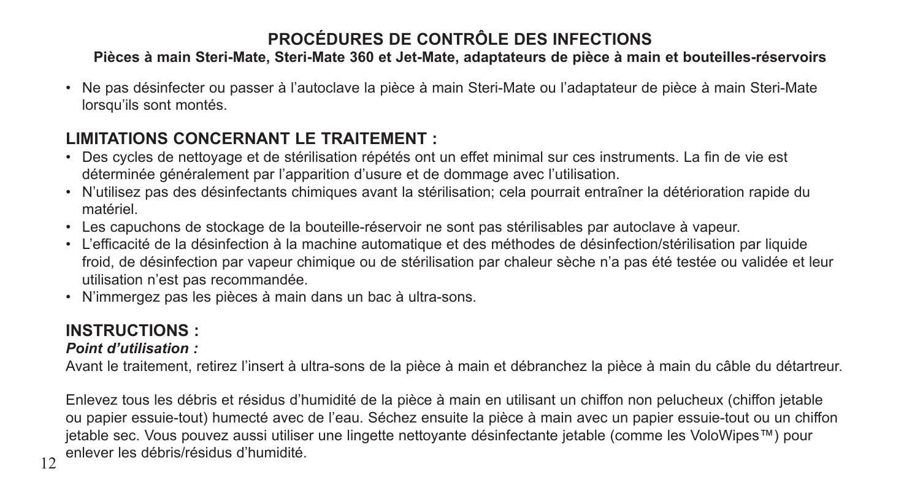## PROCÉDURES DE CONTRÔLE DES INFECTIONS

**Pièces à main Steri-Mate, Steri-Mate 360 et Jet-Mate, adaptateurs de pièce à main et bouteilles-réservoirs**

- Ne pas désinfecter ou passer à l'autoclave la pièce à main Steri-Mate ou l'adaptateur de pièce à main Steri-Mate lorsqu'ils sont montés.

## LIMITATIONS CONCERNANT LE TRAITEMENT :

- Des cycles de nettoyage et de stérilisation répétés ont un effet minimal sur ces instruments. La fin de vie est déterminée généralement par l'apparition d'usure et de dommage avec l'utilisation.
- N'utilisez pas des désinfectants chimiques avant la stérilisation; cela pourrait entraîner la détérioration rapide du matériel.
- Les capuchons de stockage de la bouteille-réservoir ne sont pas stérilisables par autoclave à vapeur.
- L'efficacité de la désinfection à la machine automatique et des méthodes de désinfection/stérilisation par liquide froid, de désinfection par vapeur chimique ou de stérilisation par chaleur sèche n'a pas été testée ou validée et leur utilisation n'est pas recommandée.
- N'immergez pas les pièces à main dans un bac à ultra-sons.

## INSTRUCTIONS :

***Point d'utilisation :***

Avant le traitement, retirez l'insert à ultra-sons de la pièce à main et débranchez la pièce à main du câble du détartreur.

Enlevez tous les débris et résidus d'humidité de la pièce à main en utilisant un chiffon non pelucheux (chiffon jetable ou papier essuie-tout) humecté avec de l'eau. Séchez ensuite la pièce à main avec un papier essuie-tout ou un chiffon jetable sec. Vous pouvez aussi utiliser une lingette nettoyante désinfectante jetable (comme les VoloWipes™) pour enlever les débris/résidus d'humidité.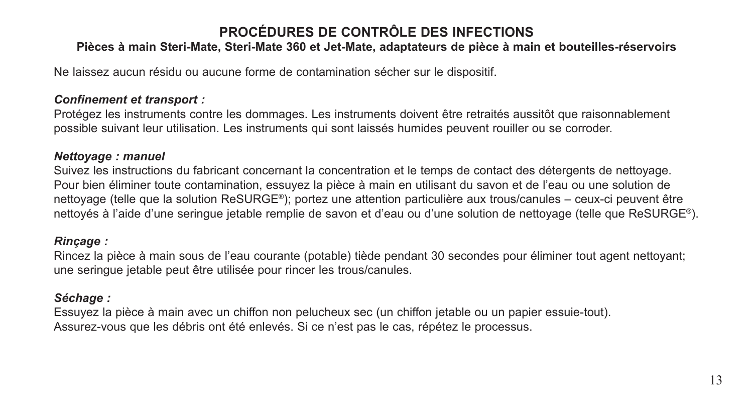# PROCÉDURES DE CONTRÔLE DES INFECTIONS

## Pièces à main Steri-Mate, Steri-Mate 360 et Jet-Mate, adaptateurs de pièce à main et bouteilles-réservoirs

Ne laissez aucun résidu ou aucune forme de contamination sécher sur le dispositif.

***Confinement et transport :***

Protégez les instruments contre les dommages. Les instruments doivent être retraités aussitôt que raisonnablement possible suivant leur utilisation. Les instruments qui sont laissés humides peuvent rouiller ou se corroder.

***Nettoyage : manuel***

Suivez les instructions du fabricant concernant la concentration et le temps de contact des détergents de nettoyage. Pour bien éliminer toute contamination, essuyez la pièce à main en utilisant du savon et de l'eau ou une solution de nettoyage (telle que la solution ReSURGE®); portez une attention particulière aux trous/canules – ceux-ci peuvent être nettoyés à l'aide d'une seringue jetable remplie de savon et d'eau ou d'une solution de nettoyage (telle que ReSURGE®).

***Rinçage :***

Rincez la pièce à main sous de l'eau courante (potable) tiède pendant 30 secondes pour éliminer tout agent nettoyant; une seringue jetable peut être utilisée pour rincer les trous/canules.

***Séchage :***

Essuyez la pièce à main avec un chiffon non pelucheux sec (un chiffon jetable ou un papier essuie-tout).
Assurez-vous que les débris ont été enlevés. Si ce n'est pas le cas, répétez le processus.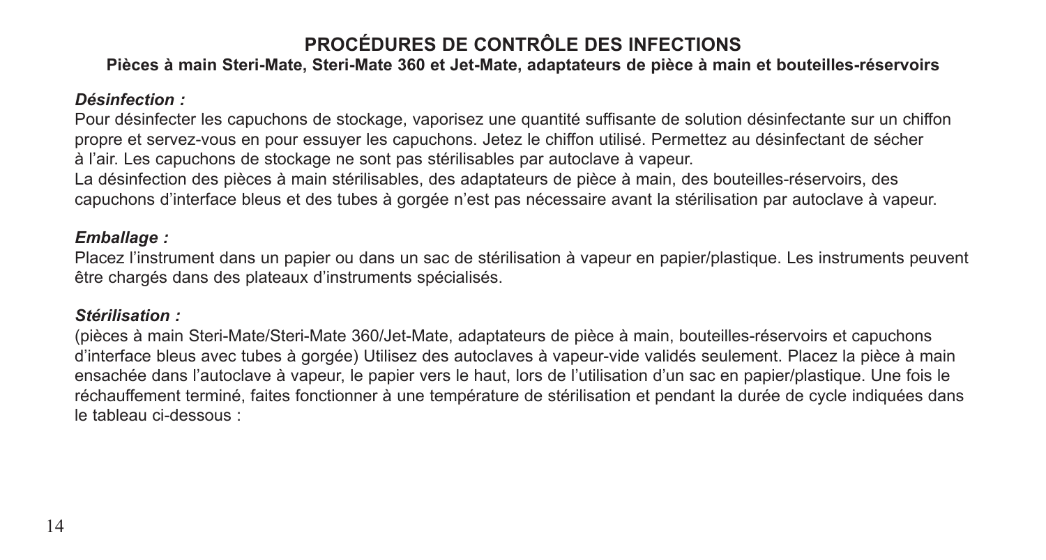## PROCÉDURES DE CONTRÔLE DES INFECTIONS

**Pièces à main Steri-Mate, Steri-Mate 360 et Jet-Mate, adaptateurs de pièce à main et bouteilles-réservoirs**

***Désinfection :***

Pour désinfecter les capuchons de stockage, vaporisez une quantité suffisante de solution désinfectante sur un chiffon propre et servez-vous en pour essuyer les capuchons. Jetez le chiffon utilisé. Permettez au désinfectant de sécher à l'air. Les capuchons de stockage ne sont pas stérilisables par autoclave à vapeur.

La désinfection des pièces à main stérilisables, des adaptateurs de pièce à main, des bouteilles-réservoirs, des capuchons d'interface bleus et des tubes à gorgée n'est pas nécessaire avant la stérilisation par autoclave à vapeur.

***Emballage :***

Placez l'instrument dans un papier ou dans un sac de stérilisation à vapeur en papier/plastique. Les instruments peuvent être chargés dans des plateaux d'instruments spécialisés.

***Stérilisation :***

(pièces à main Steri-Mate/Steri-Mate 360/Jet-Mate, adaptateurs de pièce à main, bouteilles-réservoirs et capuchons d'interface bleus avec tubes à gorgée) Utilisez des autoclaves à vapeur-vide validés seulement. Placez la pièce à main ensachée dans l'autoclave à vapeur, le papier vers le haut, lors de l'utilisation d'un sac en papier/plastique. Une fois le réchauffement terminé, faites fonctionner à une température de stérilisation et pendant la durée de cycle indiquées dans le tableau ci-dessous :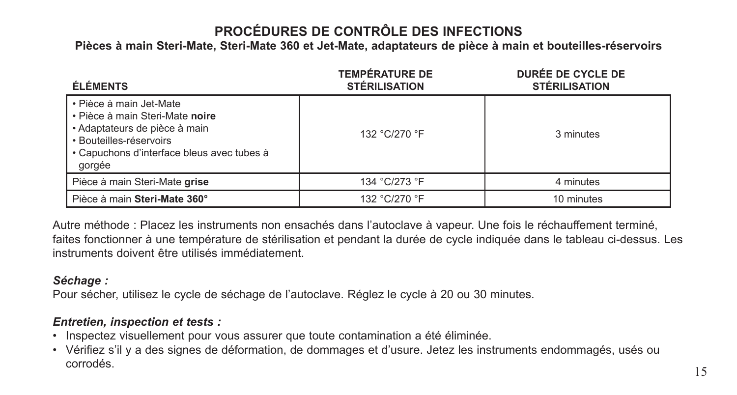# PROCÉDURES DE CONTRÔLE DES INFECTIONS

**Pièces à main Steri-Mate, Steri-Mate 360 et Jet-Mate, adaptateurs de pièce à main et bouteilles-réservoirs**

| ÉLÉMENTS | TEMPÉRATURE DE STÉRILISATION | DURÉE DE CYCLE DE STÉRILISATION |
|---|---|---|
| • Pièce à main Jet-Mate<br>• Pièce à main Steri-Mate **noire**<br>• Adaptateurs de pièce à main<br>• Bouteilles-réservoirs<br>• Capuchons d'interface bleus avec tubes à gorgée | 132 °C/270 °F | 3 minutes |
| Pièce à main Steri-Mate **grise** | 134 °C/273 °F | 4 minutes |
| Pièce à main **Steri-Mate 360°** | 132 °C/270 °F | 10 minutes |

Autre méthode : Placez les instruments non ensachés dans l'autoclave à vapeur. Une fois le réchauffement terminé, faites fonctionner à une température de stérilisation et pendant la durée de cycle indiquée dans le tableau ci-dessus. Les instruments doivent être utilisés immédiatement.

***Séchage :***

Pour sécher, utilisez le cycle de séchage de l'autoclave. Réglez le cycle à 20 ou 30 minutes.

***Entretien, inspection et tests :***

- Inspectez visuellement pour vous assurer que toute contamination a été éliminée.
- Vérifiez s'il y a des signes de déformation, de dommages et d'usure. Jetez les instruments endommagés, usés ou corrodés.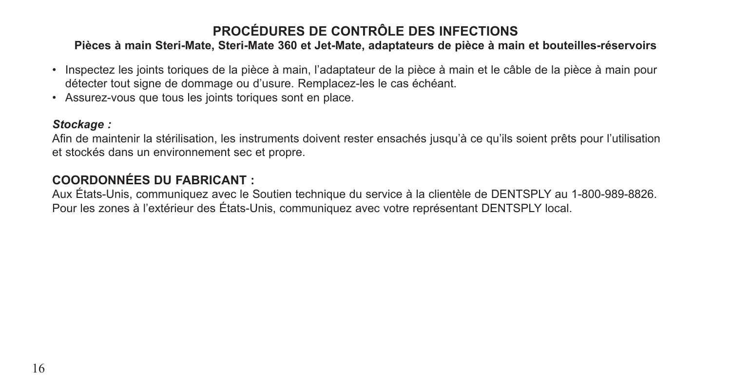## PROCÉDURES DE CONTRÔLE DES INFECTIONS

**Pièces à main Steri-Mate, Steri-Mate 360 et Jet-Mate, adaptateurs de pièce à main et bouteilles-réservoirs**

- Inspectez les joints toriques de la pièce à main, l'adaptateur de la pièce à main et le câble de la pièce à main pour détecter tout signe de dommage ou d'usure. Remplacez-les le cas échéant.
- Assurez-vous que tous les joints toriques sont en place.

***Stockage :***

Afin de maintenir la stérilisation, les instruments doivent rester ensachés jusqu'à ce qu'ils soient prêts pour l'utilisation et stockés dans un environnement sec et propre.

### COORDONNÉES DU FABRICANT :

Aux États-Unis, communiquez avec le Soutien technique du service à la clientèle de DENTSPLY au 1-800-989-8826. Pour les zones à l'extérieur des États-Unis, communiquez avec votre représentant DENTSPLY local.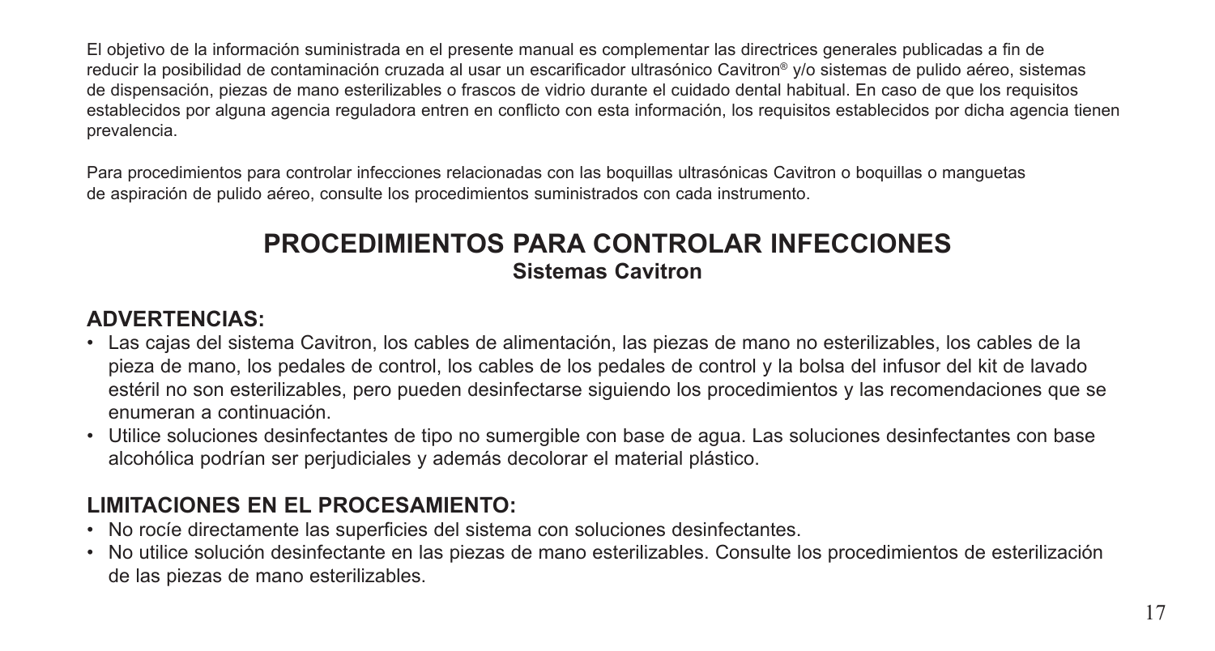El objetivo de la información suministrada en el presente manual es complementar las directrices generales publicadas a fin de reducir la posibilidad de contaminación cruzada al usar un escarificador ultrasónico Cavitron® y/o sistemas de pulido aéreo, sistemas de dispensación, piezas de mano esterilizables o frascos de vidrio durante el cuidado dental habitual. En caso de que los requisitos establecidos por alguna agencia reguladora entren en conflicto con esta información, los requisitos establecidos por dicha agencia tienen prevalencia.

Para procedimientos para controlar infecciones relacionadas con las boquillas ultrasónicas Cavitron o boquillas o manguetas de aspiración de pulido aéreo, consulte los procedimientos suministrados con cada instrumento.

# PROCEDIMIENTOS PARA CONTROLAR INFECCIONES

## Sistemas Cavitron

### ADVERTENCIAS:

- Las cajas del sistema Cavitron, los cables de alimentación, las piezas de mano no esterilizables, los cables de la pieza de mano, los pedales de control, los cables de los pedales de control y la bolsa del infusor del kit de lavado estéril no son esterilizables, pero pueden desinfectarse siguiendo los procedimientos y las recomendaciones que se enumeran a continuación.
- Utilice soluciones desinfectantes de tipo no sumergible con base de agua. Las soluciones desinfectantes con base alcohólica podrían ser perjudiciales y además decolorar el material plástico.

### LIMITACIONES EN EL PROCESAMIENTO:

- No rocíe directamente las superficies del sistema con soluciones desinfectantes.
- No utilice solución desinfectante en las piezas de mano esterilizables. Consulte los procedimientos de esterilización de las piezas de mano esterilizables.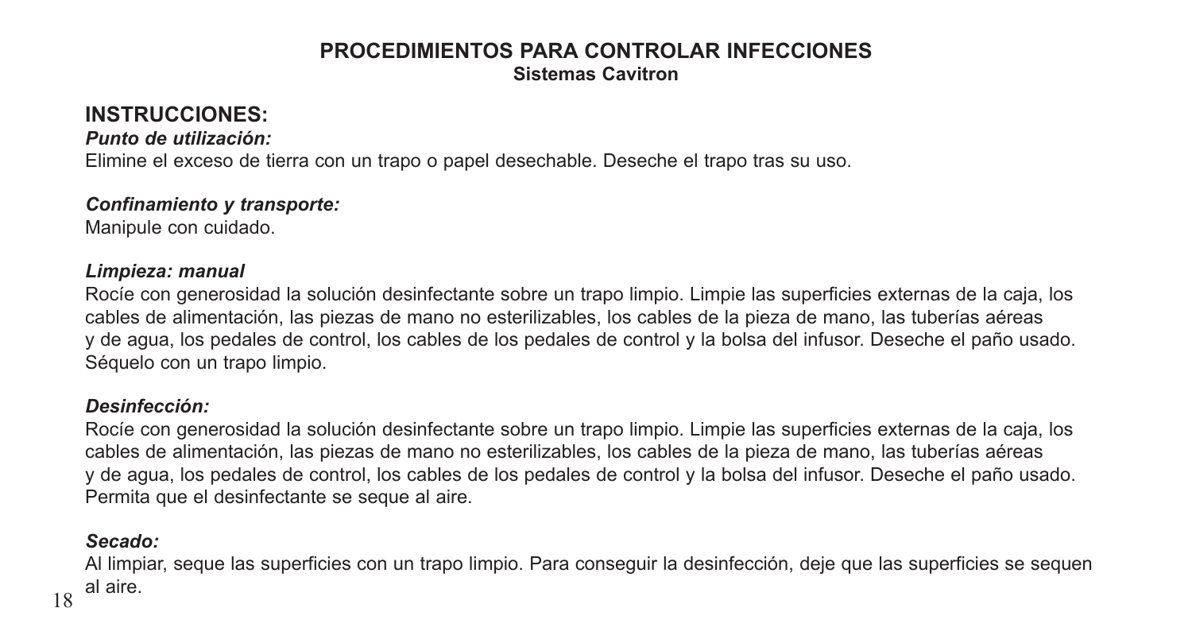## PROCEDIMIENTOS PARA CONTROLAR INFECCIONES

**Sistemas Cavitron**

## INSTRUCCIONES:

***Punto de utilización:***

Elimine el exceso de tierra con un trapo o papel desechable. Deseche el trapo tras su uso.

***Confinamiento y transporte:***

Manipule con cuidado.

***Limpieza: manual***

Rocíe con generosidad la solución desinfectante sobre un trapo limpio. Limpie las superficies externas de la caja, los cables de alimentación, las piezas de mano no esterilizables, los cables de la pieza de mano, las tuberías aéreas y de agua, los pedales de control, los cables de los pedales de control y la bolsa del infusor. Deseche el paño usado. Séquelo con un trapo limpio.

***Desinfección:***

Rocíe con generosidad la solución desinfectante sobre un trapo limpio. Limpie las superficies externas de la caja, los cables de alimentación, las piezas de mano no esterilizables, los cables de la pieza de mano, las tuberías aéreas y de agua, los pedales de control, los cables de los pedales de control y la bolsa del infusor. Deseche el paño usado. Permita que el desinfectante se seque al aire.

***Secado:***

Al limpiar, seque las superficies con un trapo limpio. Para conseguir la desinfección, deje que las superficies se sequen al aire.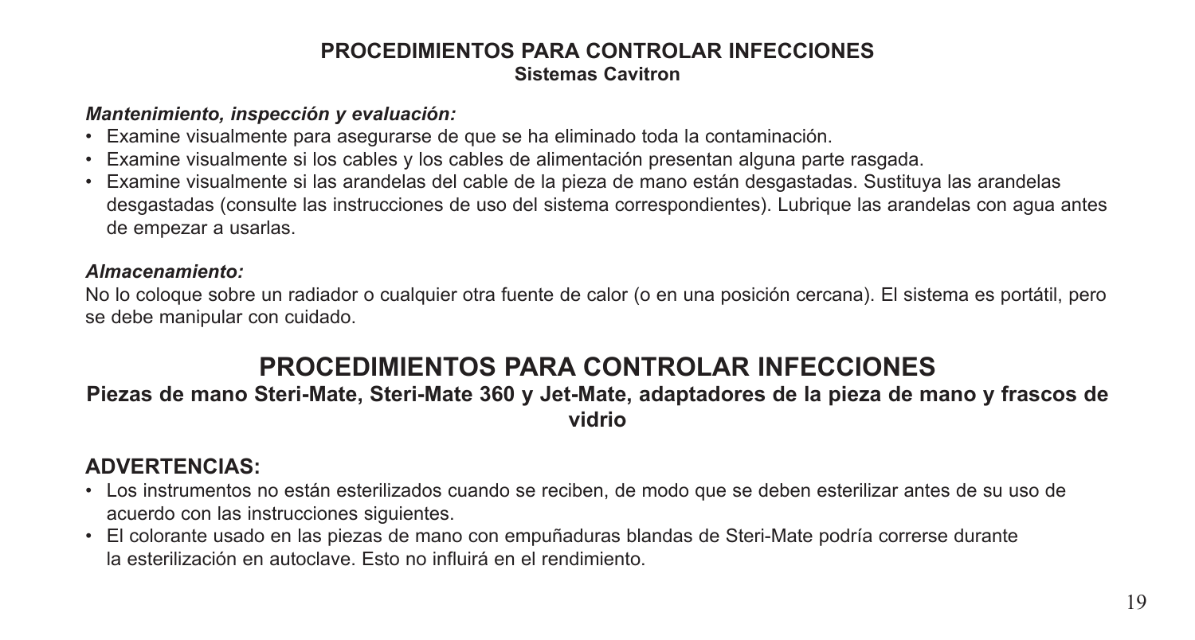## PROCEDIMIENTOS PARA CONTROLAR INFECCIONES

### Sistemas Cavitron

***Mantenimiento, inspección y evaluación:***

- Examine visualmente para asegurarse de que se ha eliminado toda la contaminación.
- Examine visualmente si los cables y los cables de alimentación presentan alguna parte rasgada.
- Examine visualmente si las arandelas del cable de la pieza de mano están desgastadas. Sustituya las arandelas desgastadas (consulte las instrucciones de uso del sistema correspondientes). Lubrique las arandelas con agua antes de empezar a usarlas.

***Almacenamiento:***

No lo coloque sobre un radiador o cualquier otra fuente de calor (o en una posición cercana). El sistema es portátil, pero se debe manipular con cuidado.

# PROCEDIMIENTOS PARA CONTROLAR INFECCIONES

### Piezas de mano Steri-Mate, Steri-Mate 360 y Jet-Mate, adaptadores de la pieza de mano y frascos de vidrio

## ADVERTENCIAS:

- Los instrumentos no están esterilizados cuando se reciben, de modo que se deben esterilizar antes de su uso de acuerdo con las instrucciones siguientes.
- El colorante usado en las piezas de mano con empuñaduras blandas de Steri-Mate podría correrse durante la esterilización en autoclave. Esto no influirá en el rendimiento.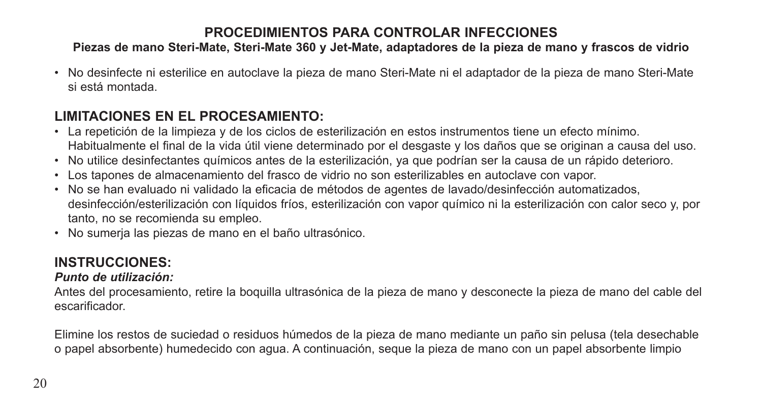## PROCEDIMIENTOS PARA CONTROLAR INFECCIONES

**Piezas de mano Steri-Mate, Steri-Mate 360 y Jet-Mate, adaptadores de la pieza de mano y frascos de vidrio**

- No desinfecte ni esterilice en autoclave la pieza de mano Steri-Mate ni el adaptador de la pieza de mano Steri-Mate si está montada.

## LIMITACIONES EN EL PROCESAMIENTO:

- La repetición de la limpieza y de los ciclos de esterilización en estos instrumentos tiene un efecto mínimo. Habitualmente el final de la vida útil viene determinado por el desgaste y los daños que se originan a causa del uso.
- No utilice desinfectantes químicos antes de la esterilización, ya que podrían ser la causa de un rápido deterioro.
- Los tapones de almacenamiento del frasco de vidrio no son esterilizables en autoclave con vapor.
- No se han evaluado ni validado la eficacia de métodos de agentes de lavado/desinfección automatizados, desinfección/esterilización con líquidos fríos, esterilización con vapor químico ni la esterilización con calor seco y, por tanto, no se recomienda su empleo.
- No sumerja las piezas de mano en el baño ultrasónico.

## INSTRUCCIONES:

***Punto de utilización:***

Antes del procesamiento, retire la boquilla ultrasónica de la pieza de mano y desconecte la pieza de mano del cable del escarificador.

Elimine los restos de suciedad o residuos húmedos de la pieza de mano mediante un paño sin pelusa (tela desechable o papel absorbente) humedecido con agua. A continuación, seque la pieza de mano con un papel absorbente limpio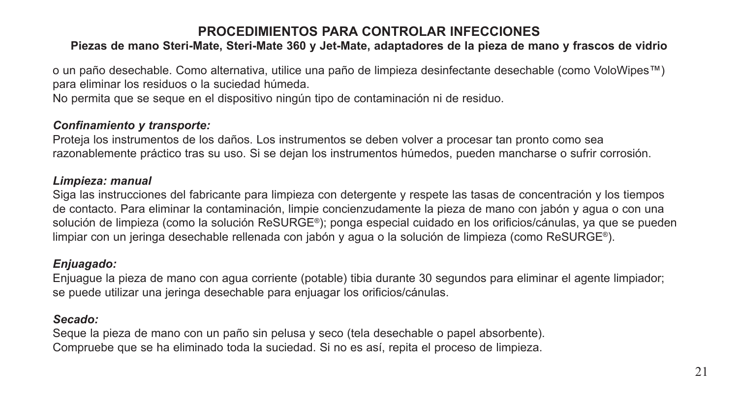## PROCEDIMIENTOS PARA CONTROLAR INFECCIONES

### Piezas de mano Steri-Mate, Steri-Mate 360 y Jet-Mate, adaptadores de la pieza de mano y frascos de vidrio

o un paño desechable. Como alternativa, utilice una paño de limpieza desinfectante desechable (como VoloWipes™) para eliminar los residuos o la suciedad húmeda.
No permita que se seque en el dispositivo ningún tipo de contaminación ni de residuo.

***Confinamiento y transporte:***
Proteja los instrumentos de los daños. Los instrumentos se deben volver a procesar tan pronto como sea razonablemente práctico tras su uso. Si se dejan los instrumentos húmedos, pueden mancharse o sufrir corrosión.

***Limpieza: manual***
Siga las instrucciones del fabricante para limpieza con detergente y respete las tasas de concentración y los tiempos de contacto. Para eliminar la contaminación, limpie concienzudamente la pieza de mano con jabón y agua o con una solución de limpieza (como la solución ReSURGE®); ponga especial cuidado en los orificios/cánulas, ya que se pueden limpiar con un jeringa desechable rellenada con jabón y agua o la solución de limpieza (como ReSURGE®).

***Enjuagado:***
Enjuague la pieza de mano con agua corriente (potable) tibia durante 30 segundos para eliminar el agente limpiador; se puede utilizar una jeringa desechable para enjuagar los orificios/cánulas.

***Secado:***
Seque la pieza de mano con un paño sin pelusa y seco (tela desechable o papel absorbente).
Compruebe que se ha eliminado toda la suciedad. Si no es así, repita el proceso de limpieza.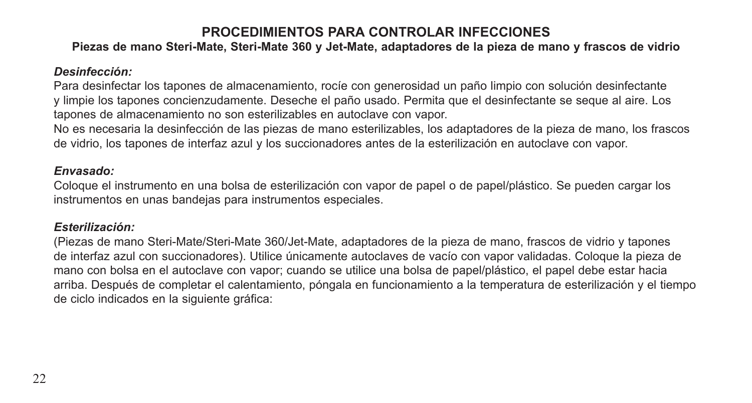# PROCEDIMIENTOS PARA CONTROLAR INFECCIONES

## Piezas de mano Steri-Mate, Steri-Mate 360 y Jet-Mate, adaptadores de la pieza de mano y frascos de vidrio

***Desinfección:***

Para desinfectar los tapones de almacenamiento, rocíe con generosidad un paño limpio con solución desinfectante y limpie los tapones concienzudamente. Deseche el paño usado. Permita que el desinfectante se seque al aire. Los tapones de almacenamiento no son esterilizables en autoclave con vapor.

No es necesaria la desinfección de las piezas de mano esterilizables, los adaptadores de la pieza de mano, los frascos de vidrio, los tapones de interfaz azul y los succionadores antes de la esterilización en autoclave con vapor.

***Envasado:***

Coloque el instrumento en una bolsa de esterilización con vapor de papel o de papel/plástico. Se pueden cargar los instrumentos en unas bandejas para instrumentos especiales.

***Esterilización:***

(Piezas de mano Steri-Mate/Steri-Mate 360/Jet-Mate, adaptadores de la pieza de mano, frascos de vidrio y tapones de interfaz azul con succionadores). Utilice únicamente autoclaves de vacío con vapor validadas. Coloque la pieza de mano con bolsa en el autoclave con vapor; cuando se utilice una bolsa de papel/plástico, el papel debe estar hacia arriba. Después de completar el calentamiento, póngala en funcionamiento a la temperatura de esterilización y el tiempo de ciclo indicados en la siguiente gráfica: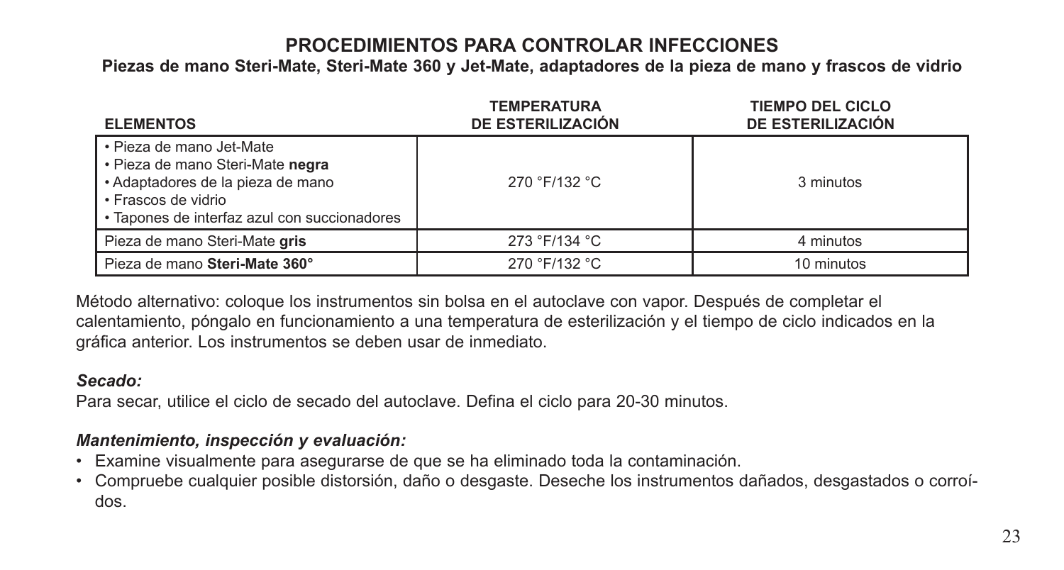## PROCEDIMIENTOS PARA CONTROLAR INFECCIONES

### Piezas de mano Steri-Mate, Steri-Mate 360 y Jet-Mate, adaptadores de la pieza de mano y frascos de vidrio

| ELEMENTOS | TEMPERATURA DE ESTERILIZACIÓN | TIEMPO DEL CICLO DE ESTERILIZACIÓN |
|---|---|---|
| • Pieza de mano Jet-Mate<br>• Pieza de mano Steri-Mate **negra**<br>• Adaptadores de la pieza de mano<br>• Frascos de vidrio<br>• Tapones de interfaz azul con succionadores | 270 °F/132 °C | 3 minutos |
| Pieza de mano Steri-Mate **gris** | 273 °F/134 °C | 4 minutos |
| Pieza de mano **Steri-Mate 360°** | 270 °F/132 °C | 10 minutos |

Método alternativo: coloque los instrumentos sin bolsa en el autoclave con vapor. Después de completar el calentamiento, póngalo en funcionamiento a una temperatura de esterilización y el tiempo de ciclo indicados en la gráfica anterior. Los instrumentos se deben usar de inmediato.

***Secado:***

Para secar, utilice el ciclo de secado del autoclave. Defina el ciclo para 20-30 minutos.

***Mantenimiento, inspección y evaluación:***

- Examine visualmente para asegurarse de que se ha eliminado toda la contaminación.
- Compruebe cualquier posible distorsión, daño o desgaste. Deseche los instrumentos dañados, desgastados o corroídos.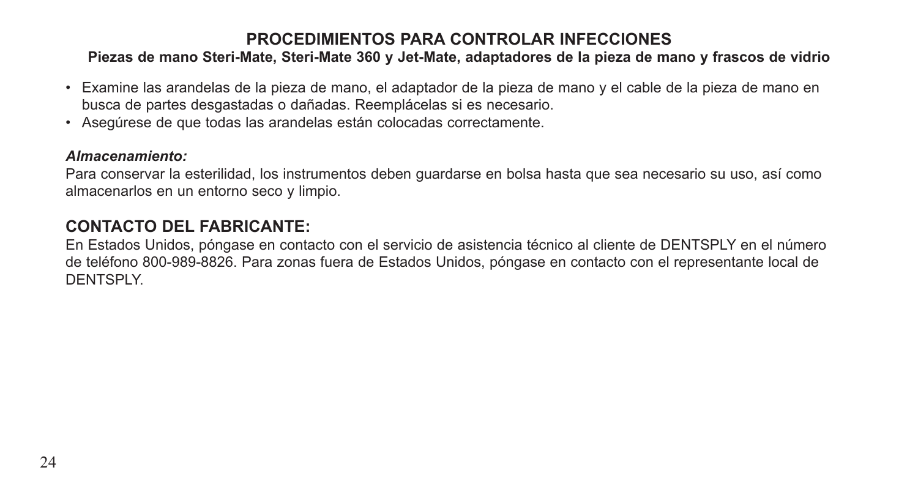## PROCEDIMIENTOS PARA CONTROLAR INFECCIONES

**Piezas de mano Steri-Mate, Steri-Mate 360 y Jet-Mate, adaptadores de la pieza de mano y frascos de vidrio**

- Examine las arandelas de la pieza de mano, el adaptador de la pieza de mano y el cable de la pieza de mano en busca de partes desgastadas o dañadas. Reemplácelas si es necesario.
- Asegúrese de que todas las arandelas están colocadas correctamente.

***Almacenamiento:***

Para conservar la esterilidad, los instrumentos deben guardarse en bolsa hasta que sea necesario su uso, así como almacenarlos en un entorno seco y limpio.

## CONTACTO DEL FABRICANTE:

En Estados Unidos, póngase en contacto con el servicio de asistencia técnico al cliente de DENTSPLY en el número de teléfono 800-989-8826. Para zonas fuera de Estados Unidos, póngase en contacto con el representante local de DENTSPLY.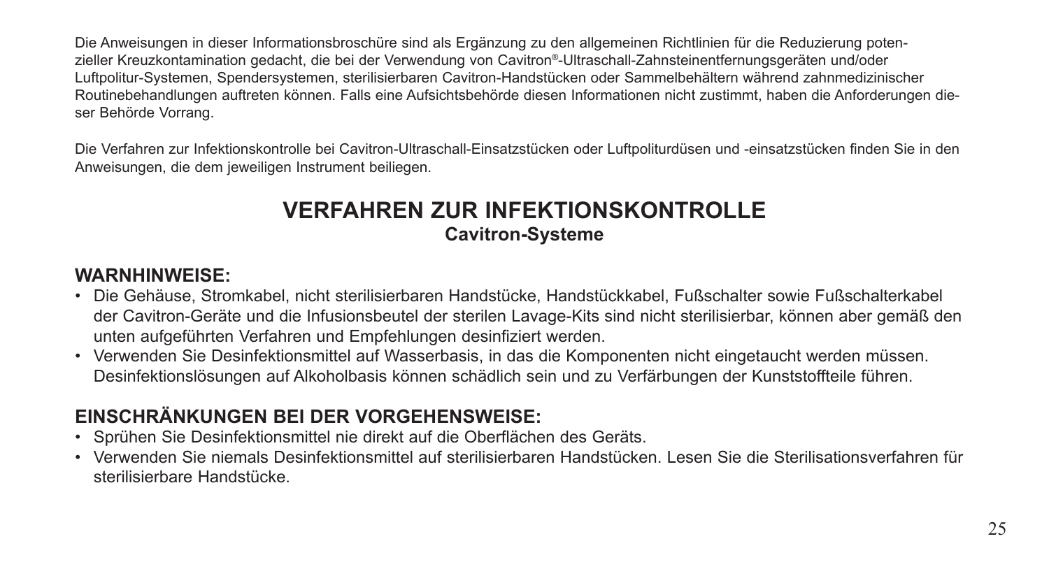Die Anweisungen in dieser Informationsbroschüre sind als Ergänzung zu den allgemeinen Richtlinien für die Reduzierung potenzieller Kreuzkontamination gedacht, die bei der Verwendung von Cavitron®-Ultraschall-Zahnsteinentfernungsgeräten und/oder Luftpolitur-Systemen, Spendersystemen, sterilisierbaren Cavitron-Handstücken oder Sammelbehältern während zahnmedizinischer Routinebehandlungen auftreten können. Falls eine Aufsichtsbehörde diesen Informationen nicht zustimmt, haben die Anforderungen dieser Behörde Vorrang.

Die Verfahren zur Infektionskontrolle bei Cavitron-Ultraschall-Einsatzstücken oder Luftpoliturdüsen und -einsatzstücken finden Sie in den Anweisungen, die dem jeweiligen Instrument beiliegen.

# VERFAHREN ZUR INFEKTIONSKONTROLLE

**Cavitron-Systeme**

## WARNHINWEISE:

- Die Gehäuse, Stromkabel, nicht sterilisierbaren Handstücke, Handstückkabel, Fußschalter sowie Fußschalterkabel der Cavitron-Geräte und die Infusionsbeutel der sterilen Lavage-Kits sind nicht sterilisierbar, können aber gemäß den unten aufgeführten Verfahren und Empfehlungen desinfiziert werden.
- Verwenden Sie Desinfektionsmittel auf Wasserbasis, in das die Komponenten nicht eingetaucht werden müssen. Desinfektionslösungen auf Alkoholbasis können schädlich sein und zu Verfärbungen der Kunststoffteile führen.

## EINSCHRÄNKUNGEN BEI DER VORGEHENSWEISE:

- Sprühen Sie Desinfektionsmittel nie direkt auf die Oberflächen des Geräts.
- Verwenden Sie niemals Desinfektionsmittel auf sterilisierbaren Handstücken. Lesen Sie die Sterilisationsverfahren für sterilisierbare Handstücke.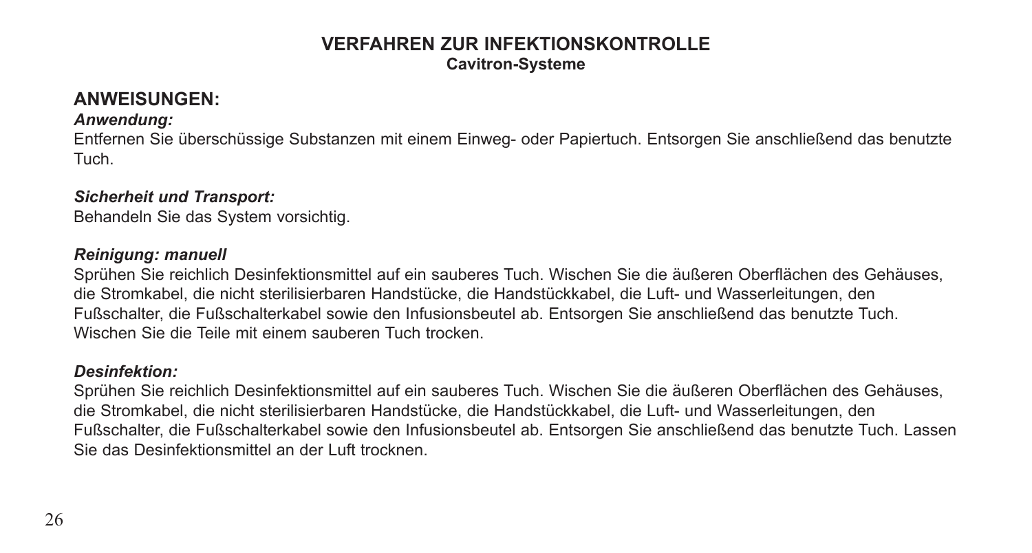# VERFAHREN ZUR INFEKTIONSKONTROLLE

**Cavitron-Systeme**

## ANWEISUNGEN:

***Anwendung:***

Entfernen Sie überschüssige Substanzen mit einem Einweg- oder Papiertuch. Entsorgen Sie anschließend das benutzte Tuch.

***Sicherheit und Transport:***

Behandeln Sie das System vorsichtig.

***Reinigung: manuell***

Sprühen Sie reichlich Desinfektionsmittel auf ein sauberes Tuch. Wischen Sie die äußeren Oberflächen des Gehäuses, die Stromkabel, die nicht sterilisierbaren Handstücke, die Handstückkabel, die Luft- und Wasserleitungen, den Fußschalter, die Fußschalterkabel sowie den Infusionsbeutel ab. Entsorgen Sie anschließend das benutzte Tuch. Wischen Sie die Teile mit einem sauberen Tuch trocken.

***Desinfektion:***

Sprühen Sie reichlich Desinfektionsmittel auf ein sauberes Tuch. Wischen Sie die äußeren Oberflächen des Gehäuses, die Stromkabel, die nicht sterilisierbaren Handstücke, die Handstückkabel, die Luft- und Wasserleitungen, den Fußschalter, die Fußschalterkabel sowie den Infusionsbeutel ab. Entsorgen Sie anschließend das benutzte Tuch. Lassen Sie das Desinfektionsmittel an der Luft trocknen.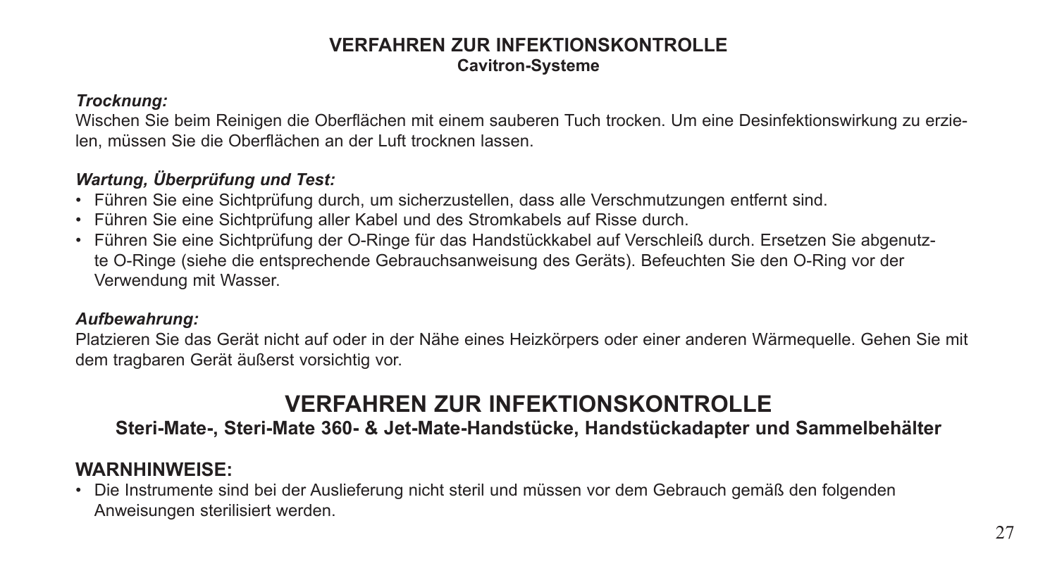**VERFAHREN ZUR INFEKTIONSKONTROLLE**
**Cavitron-Systeme**

***Trocknung:***

Wischen Sie beim Reinigen die Oberflächen mit einem sauberen Tuch trocken. Um eine Desinfektionswirkung zu erzielen, müssen Sie die Oberflächen an der Luft trocknen lassen.

***Wartung, Überprüfung und Test:***

- Führen Sie eine Sichtprüfung durch, um sicherzustellen, dass alle Verschmutzungen entfernt sind.
- Führen Sie eine Sichtprüfung aller Kabel und des Stromkabels auf Risse durch.
- Führen Sie eine Sichtprüfung der O-Ringe für das Handstückkabel auf Verschleiß durch. Ersetzen Sie abgenutzte O-Ringe (siehe die entsprechende Gebrauchsanweisung des Geräts). Befeuchten Sie den O-Ring vor der Verwendung mit Wasser.

***Aufbewahrung:***

Platzieren Sie das Gerät nicht auf oder in der Nähe eines Heizkörpers oder einer anderen Wärmequelle. Gehen Sie mit dem tragbaren Gerät äußerst vorsichtig vor.

# VERFAHREN ZUR INFEKTIONSKONTROLLE

**Steri-Mate-, Steri-Mate 360- & Jet-Mate-Handstücke, Handstückadapter und Sammelbehälter**

## WARNHINWEISE:

- Die Instrumente sind bei der Auslieferung nicht steril und müssen vor dem Gebrauch gemäß den folgenden Anweisungen sterilisiert werden.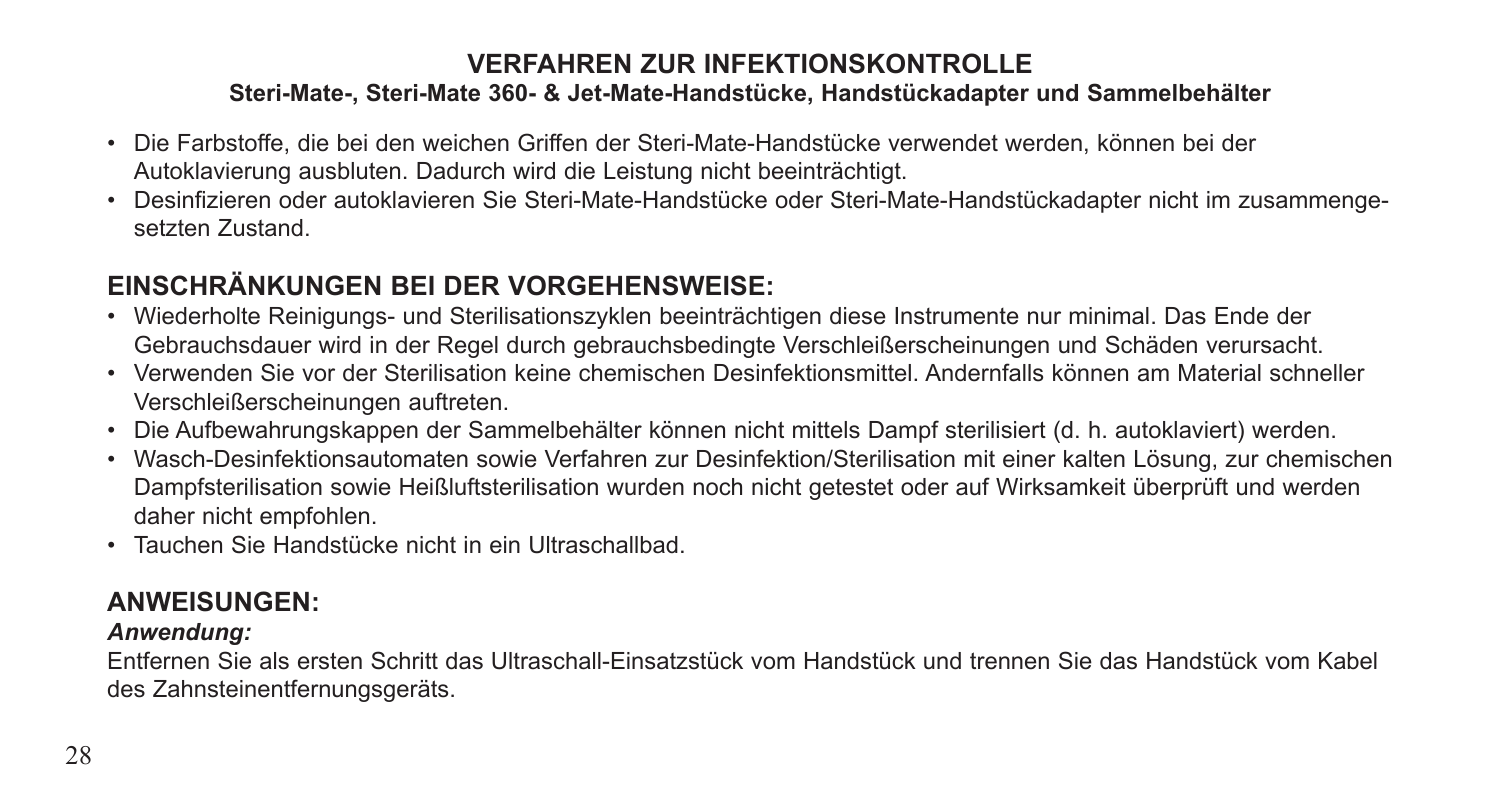## VERFAHREN ZUR INFEKTIONSKONTROLLE

### Steri-Mate-, Steri-Mate 360- & Jet-Mate-Handstücke, Handstückadapter und Sammelbehälter

- Die Farbstoffe, die bei den weichen Griffen der Steri-Mate-Handstücke verwendet werden, können bei der Autoklavierung ausbluten. Dadurch wird die Leistung nicht beeinträchtigt.
- Desinfizieren oder autoklavieren Sie Steri-Mate-Handstücke oder Steri-Mate-Handstückadapter nicht im zusammengesetzten Zustand.

## EINSCHRÄNKUNGEN BEI DER VORGEHENSWEISE:

- Wiederholte Reinigungs- und Sterilisationszyklen beeinträchtigen diese Instrumente nur minimal. Das Ende der Gebrauchsdauer wird in der Regel durch gebrauchsbedingte Verschleißerscheinungen und Schäden verursacht.
- Verwenden Sie vor der Sterilisation keine chemischen Desinfektionsmittel. Andernfalls können am Material schneller Verschleißerscheinungen auftreten.
- Die Aufbewahrungskappen der Sammelbehälter können nicht mittels Dampf sterilisiert (d. h. autoklaviert) werden.
- Wasch-Desinfektionsautomaten sowie Verfahren zur Desinfektion/Sterilisation mit einer kalten Lösung, zur chemischen Dampfsterilisation sowie Heißluftsterilisation wurden noch nicht getestet oder auf Wirksamkeit überprüft und werden daher nicht empfohlen.
- Tauchen Sie Handstücke nicht in ein Ultraschallbad.

## ANWEISUNGEN:

***Anwendung:***

Entfernen Sie als ersten Schritt das Ultraschall-Einsatzstück vom Handstück und trennen Sie das Handstück vom Kabel des Zahnsteinentfernungsgeräts.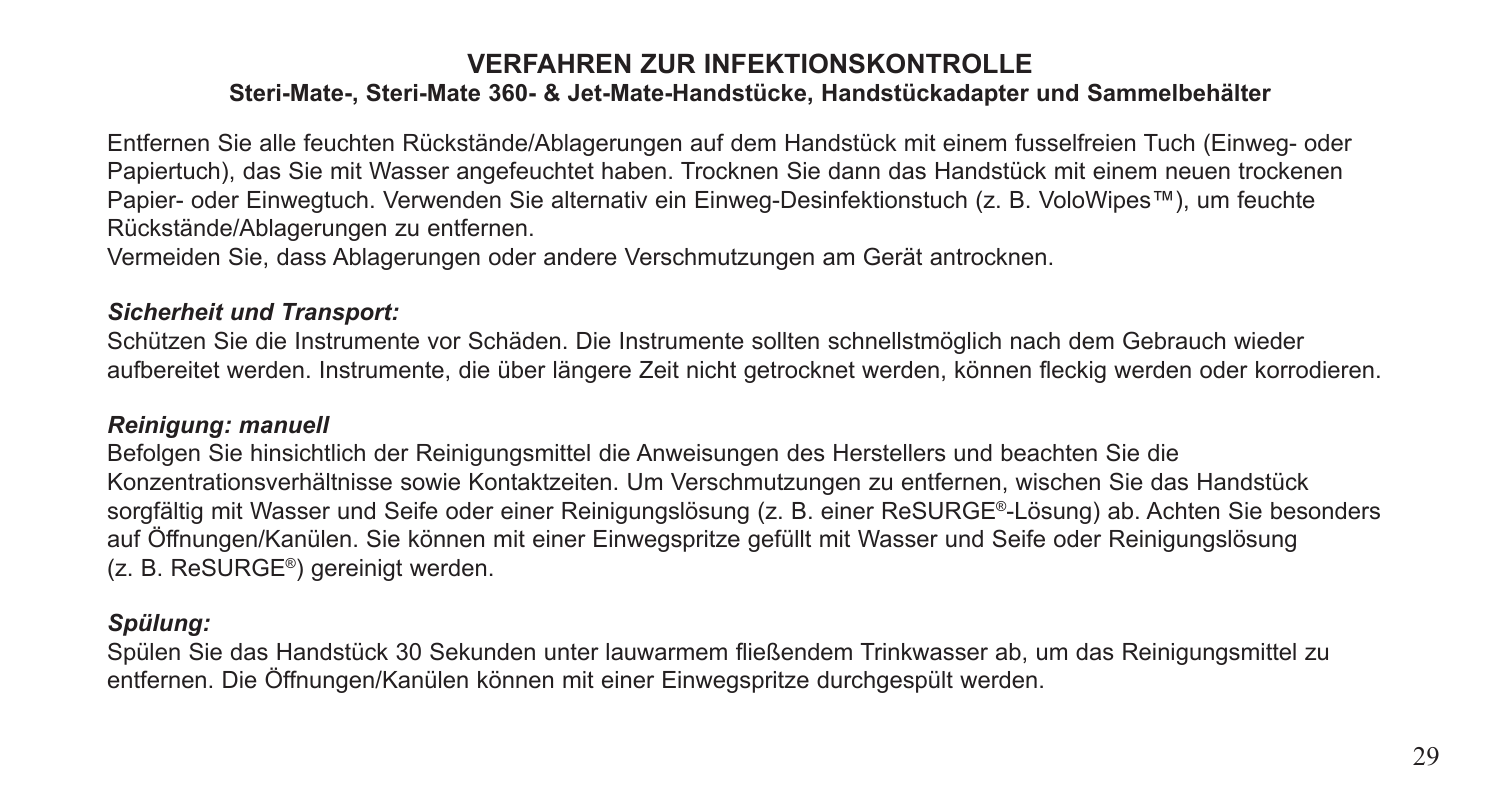# VERFAHREN ZUR INFEKTIONSKONTROLLE

## Steri-Mate-, Steri-Mate 360- & Jet-Mate-Handstücke, Handstückadapter und Sammelbehälter

Entfernen Sie alle feuchten Rückstände/Ablagerungen auf dem Handstück mit einem fusselfreien Tuch (Einweg- oder Papiertuch), das Sie mit Wasser angefeuchtet haben. Trocknen Sie dann das Handstück mit einem neuen trockenen Papier- oder Einwegtuch. Verwenden Sie alternativ ein Einweg-Desinfektionstuch (z. B. VoloWipes™), um feuchte Rückstände/Ablagerungen zu entfernen.
Vermeiden Sie, dass Ablagerungen oder andere Verschmutzungen am Gerät antrocknen.

***Sicherheit und Transport:***
Schützen Sie die Instrumente vor Schäden. Die Instrumente sollten schnellstmöglich nach dem Gebrauch wieder aufbereitet werden. Instrumente, die über längere Zeit nicht getrocknet werden, können fleckig werden oder korrodieren.

***Reinigung: manuell***
Befolgen Sie hinsichtlich der Reinigungsmittel die Anweisungen des Herstellers und beachten Sie die Konzentrationsverhältnisse sowie Kontaktzeiten. Um Verschmutzungen zu entfernen, wischen Sie das Handstück sorgfältig mit Wasser und Seife oder einer Reinigungslösung (z. B. einer ReSURGE®-Lösung) ab. Achten Sie besonders auf Öffnungen/Kanülen. Sie können mit einer Einwegspritze gefüllt mit Wasser und Seife oder Reinigungslösung (z. B. ReSURGE®) gereinigt werden.

***Spülung:***
Spülen Sie das Handstück 30 Sekunden unter lauwarmem fließendem Trinkwasser ab, um das Reinigungsmittel zu entfernen. Die Öffnungen/Kanülen können mit einer Einwegspritze durchgespült werden.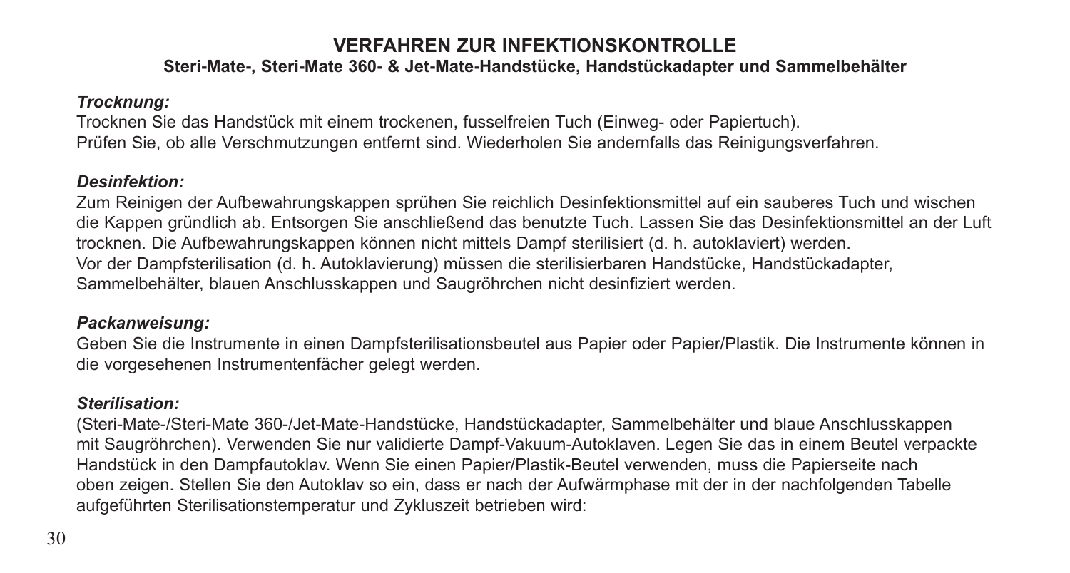# VERFAHREN ZUR INFEKTIONSKONTROLLE

## Steri-Mate-, Steri-Mate 360- & Jet-Mate-Handstücke, Handstückadapter und Sammelbehälter

***Trocknung:***

Trocknen Sie das Handstück mit einem trockenen, fusselfreien Tuch (Einweg- oder Papiertuch).
Prüfen Sie, ob alle Verschmutzungen entfernt sind. Wiederholen Sie andernfalls das Reinigungsverfahren.

***Desinfektion:***

Zum Reinigen der Aufbewahrungskappen sprühen Sie reichlich Desinfektionsmittel auf ein sauberes Tuch und wischen die Kappen gründlich ab. Entsorgen Sie anschließend das benutzte Tuch. Lassen Sie das Desinfektionsmittel an der Luft trocknen. Die Aufbewahrungskappen können nicht mittels Dampf sterilisiert (d. h. autoklaviert) werden.
Vor der Dampfsterilisation (d. h. Autoklavierung) müssen die sterilisierbaren Handstücke, Handstückadapter, Sammelbehälter, blauen Anschlusskappen und Saugröhrchen nicht desinfiziert werden.

***Packanweisung:***

Geben Sie die Instrumente in einen Dampfsterilisationsbeutel aus Papier oder Papier/Plastik. Die Instrumente können in die vorgesehenen Instrumentenfächer gelegt werden.

***Sterilisation:***

(Steri-Mate-/Steri-Mate 360-/Jet-Mate-Handstücke, Handstückadapter, Sammelbehälter und blaue Anschlusskappen mit Saugröhrchen). Verwenden Sie nur validierte Dampf-Vakuum-Autoklaven. Legen Sie das in einem Beutel verpackte Handstück in den Dampfautoklav. Wenn Sie einen Papier/Plastik-Beutel verwenden, muss die Papierseite nach oben zeigen. Stellen Sie den Autoklav so ein, dass er nach der Aufwärmphase mit der in der nachfolgenden Tabelle aufgeführten Sterilisationstemperatur und Zykluszeit betrieben wird: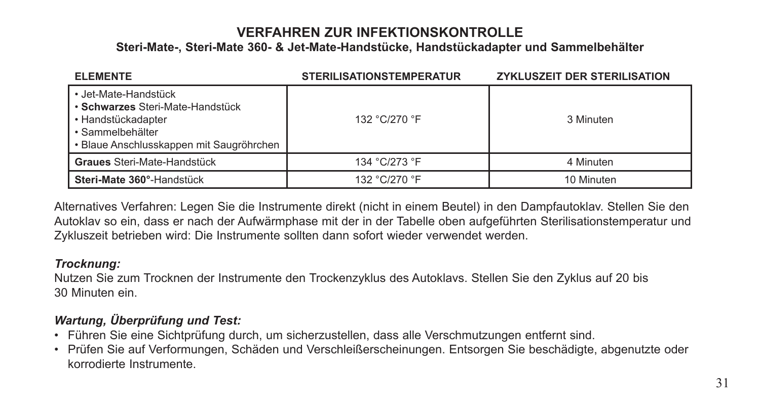## VERFAHREN ZUR INFEKTIONSKONTROLLE

### Steri-Mate-, Steri-Mate 360- & Jet-Mate-Handstücke, Handstückadapter und Sammelbehälter

| ELEMENTE | STERILISATIONSTEMPERATUR | ZYKLUSZEIT DER STERILISATION |
|---|---|---|
| • Jet-Mate-Handstück<br>• **Schwarzes** Steri-Mate-Handstück<br>• Handstückadapter<br>• Sammelbehälter<br>• Blaue Anschlusskappen mit Saugröhrchen | 132 °C/270 °F | 3 Minuten |
| **Graues** Steri-Mate-Handstück | 134 °C/273 °F | 4 Minuten |
| **Steri-Mate 360°**-Handstück | 132 °C/270 °F | 10 Minuten |

Alternatives Verfahren: Legen Sie die Instrumente direkt (nicht in einem Beutel) in den Dampfautoklav. Stellen Sie den Autoklav so ein, dass er nach der Aufwärmphase mit der in der Tabelle oben aufgeführten Sterilisationstemperatur und Zykluszeit betrieben wird: Die Instrumente sollten dann sofort wieder verwendet werden.

***Trocknung:***

Nutzen Sie zum Trocknen der Instrumente den Trockenzyklus des Autoklavs. Stellen Sie den Zyklus auf 20 bis 30 Minuten ein.

***Wartung, Überprüfung und Test:***

- Führen Sie eine Sichtprüfung durch, um sicherzustellen, dass alle Verschmutzungen entfernt sind.
- Prüfen Sie auf Verformungen, Schäden und Verschleißerscheinungen. Entsorgen Sie beschädigte, abgenutzte oder korrodierte Instrumente.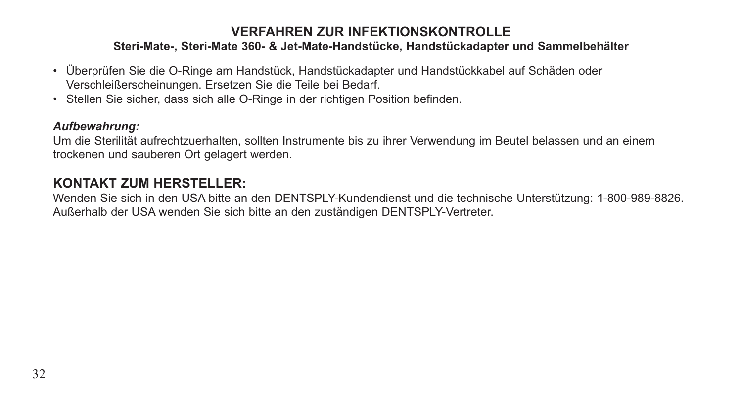## VERFAHREN ZUR INFEKTIONSKONTROLLE

### Steri-Mate-, Steri-Mate 360- & Jet-Mate-Handstücke, Handstückadapter und Sammelbehälter

- Überprüfen Sie die O-Ringe am Handstück, Handstückadapter und Handstückkabel auf Schäden oder Verschleißerscheinungen. Ersetzen Sie die Teile bei Bedarf.
- Stellen Sie sicher, dass sich alle O-Ringe in der richtigen Position befinden.

***Aufbewahrung:***

Um die Sterilität aufrechtzuerhalten, sollten Instrumente bis zu ihrer Verwendung im Beutel belassen und an einem trockenen und sauberen Ort gelagert werden.

## KONTAKT ZUM HERSTELLER:

Wenden Sie sich in den USA bitte an den DENTSPLY-Kundendienst und die technische Unterstützung: 1-800-989-8826. Außerhalb der USA wenden Sie sich bitte an den zuständigen DENTSPLY-Vertreter.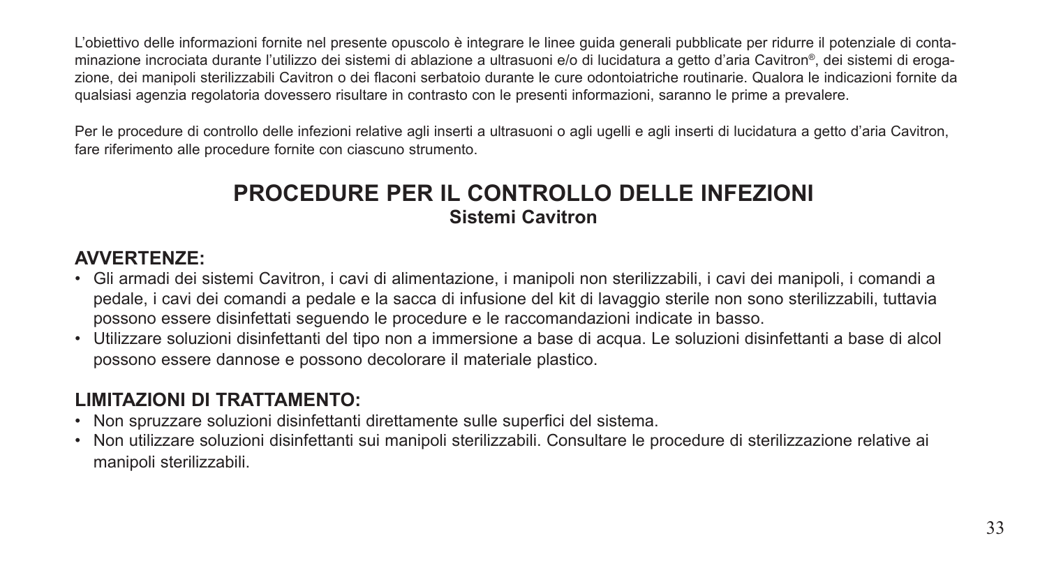L'obiettivo delle informazioni fornite nel presente opuscolo è integrare le linee guida generali pubblicate per ridurre il potenziale di contaminazione incrociata durante l'utilizzo dei sistemi di ablazione a ultrasuoni e/o di lucidatura a getto d'aria Cavitron®, dei sistemi di erogazione, dei manipoli sterilizzabili Cavitron o dei flaconi serbatoio durante le cure odontoiatriche routinarie. Qualora le indicazioni fornite da qualsiasi agenzia regolatoria dovessero risultare in contrasto con le presenti informazioni, saranno le prime a prevalere.

Per le procedure di controllo delle infezioni relative agli inserti a ultrasuoni o agli ugelli e agli inserti di lucidatura a getto d'aria Cavitron, fare riferimento alle procedure fornite con ciascuno strumento.

# PROCEDURE PER IL CONTROLLO DELLE INFEZIONI

## Sistemi Cavitron

### AVVERTENZE:

- Gli armadi dei sistemi Cavitron, i cavi di alimentazione, i manipoli non sterilizzabili, i cavi dei manipoli, i comandi a pedale, i cavi dei comandi a pedale e la sacca di infusione del kit di lavaggio sterile non sono sterilizzabili, tuttavia possono essere disinfettati seguendo le procedure e le raccomandazioni indicate in basso.
- Utilizzare soluzioni disinfettanti del tipo non a immersione a base di acqua. Le soluzioni disinfettanti a base di alcol possono essere dannose e possono decolorare il materiale plastico.

### LIMITAZIONI DI TRATTAMENTO:

- Non spruzzare soluzioni disinfettanti direttamente sulle superfici del sistema.
- Non utilizzare soluzioni disinfettanti sui manipoli sterilizzabili. Consultare le procedure di sterilizzazione relative ai manipoli sterilizzabili.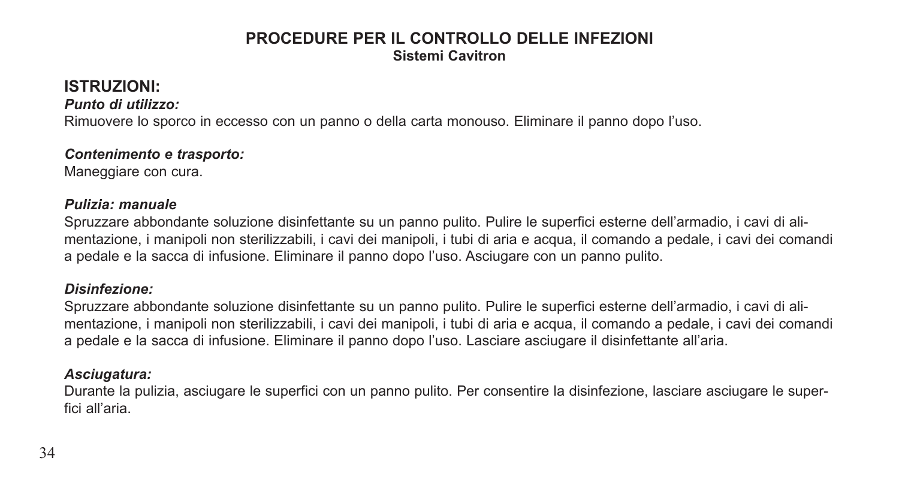## PROCEDURE PER IL CONTROLLO DELLE INFEZIONI

### Sistemi Cavitron

## ISTRUZIONI:

***Punto di utilizzo:***

Rimuovere lo sporco in eccesso con un panno o della carta monouso. Eliminare il panno dopo l'uso.

***Contenimento e trasporto:***

Maneggiare con cura.

***Pulizia: manuale***

Spruzzare abbondante soluzione disinfettante su un panno pulito. Pulire le superfici esterne dell'armadio, i cavi di alimentazione, i manipoli non sterilizzabili, i cavi dei manipoli, i tubi di aria e acqua, il comando a pedale, i cavi dei comandi a pedale e la sacca di infusione. Eliminare il panno dopo l'uso. Asciugare con un panno pulito.

***Disinfezione:***

Spruzzare abbondante soluzione disinfettante su un panno pulito. Pulire le superfici esterne dell'armadio, i cavi di alimentazione, i manipoli non sterilizzabili, i cavi dei manipoli, i tubi di aria e acqua, il comando a pedale, i cavi dei comandi a pedale e la sacca di infusione. Eliminare il panno dopo l'uso. Lasciare asciugare il disinfettante all'aria.

***Asciugatura:***

Durante la pulizia, asciugare le superfici con un panno pulito. Per consentire la disinfezione, lasciare asciugare le superfici all'aria.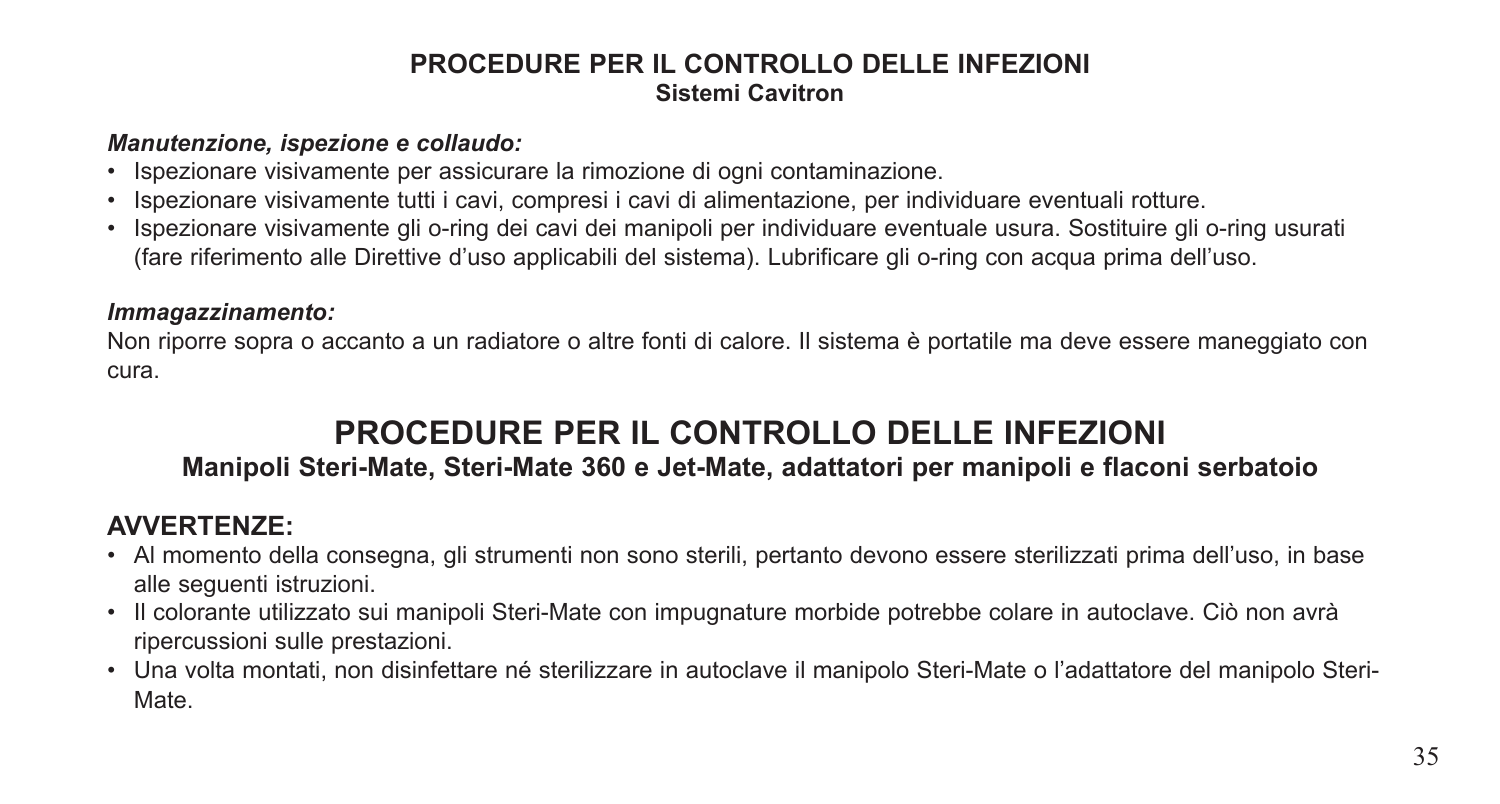## PROCEDURE PER IL CONTROLLO DELLE INFEZIONI
**Sistemi Cavitron**

***Manutenzione, ispezione e collaudo:***

- Ispezionare visivamente per assicurare la rimozione di ogni contaminazione.
- Ispezionare visivamente tutti i cavi, compresi i cavi di alimentazione, per individuare eventuali rotture.
- Ispezionare visivamente gli o-ring dei cavi dei manipoli per individuare eventuale usura. Sostituire gli o-ring usurati (fare riferimento alle Direttive d'uso applicabili del sistema). Lubrificare gli o-ring con acqua prima dell'uso.

***Immagazzinamento:***

Non riporre sopra o accanto a un radiatore o altre fonti di calore. Il sistema è portatile ma deve essere maneggiato con cura.

# PROCEDURE PER IL CONTROLLO DELLE INFEZIONI
**Manipoli Steri-Mate, Steri-Mate 360 e Jet-Mate, adattatori per manipoli e flaconi serbatoio**

## AVVERTENZE:

- Al momento della consegna, gli strumenti non sono sterili, pertanto devono essere sterilizzati prima dell'uso, in base alle seguenti istruzioni.
- Il colorante utilizzato sui manipoli Steri-Mate con impugnature morbide potrebbe colare in autoclave. Ciò non avrà ripercussioni sulle prestazioni.
- Una volta montati, non disinfettare né sterilizzare in autoclave il manipolo Steri-Mate o l'adattatore del manipolo Steri-Mate.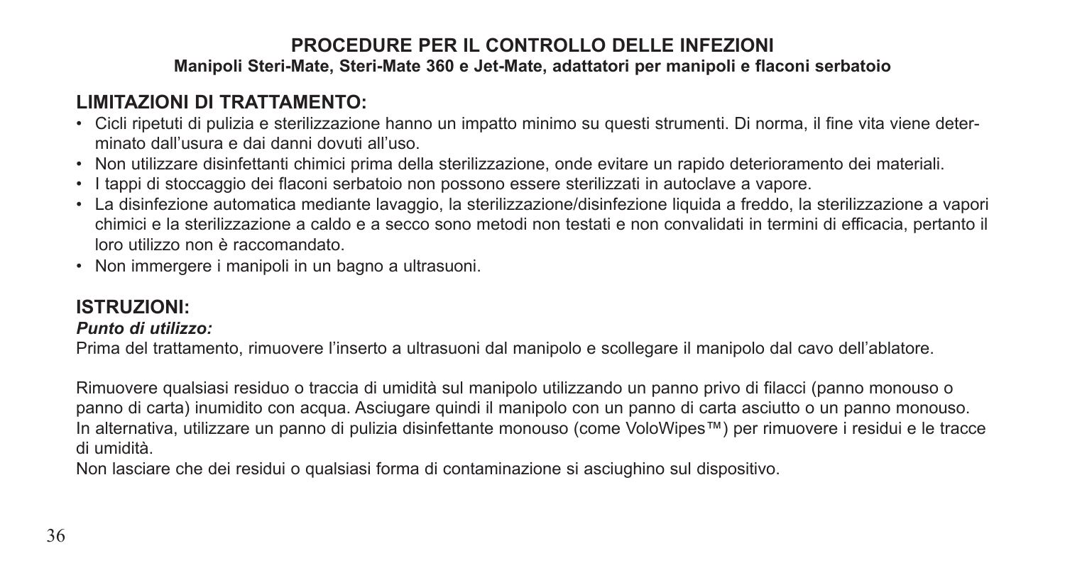# PROCEDURE PER IL CONTROLLO DELLE INFEZIONI

**Manipoli Steri-Mate, Steri-Mate 360 e Jet-Mate, adattatori per manipoli e flaconi serbatoio**

## LIMITAZIONI DI TRATTAMENTO:

- Cicli ripetuti di pulizia e sterilizzazione hanno un impatto minimo su questi strumenti. Di norma, il fine vita viene determinato dall'usura e dai danni dovuti all'uso.
- Non utilizzare disinfettanti chimici prima della sterilizzazione, onde evitare un rapido deterioramento dei materiali.
- I tappi di stoccaggio dei flaconi serbatoio non possono essere sterilizzati in autoclave a vapore.
- La disinfezione automatica mediante lavaggio, la sterilizzazione/disinfezione liquida a freddo, la sterilizzazione a vapori chimici e la sterilizzazione a caldo e a secco sono metodi non testati e non convalidati in termini di efficacia, pertanto il loro utilizzo non è raccomandato.
- Non immergere i manipoli in un bagno a ultrasuoni.

## ISTRUZIONI:

***Punto di utilizzo:***

Prima del trattamento, rimuovere l'inserto a ultrasuoni dal manipolo e scollegare il manipolo dal cavo dell'ablatore.

Rimuovere qualsiasi residuo o traccia di umidità sul manipolo utilizzando un panno privo di filacci (panno monouso o panno di carta) inumidito con acqua. Asciugare quindi il manipolo con un panno di carta asciutto o un panno monouso. In alternativa, utilizzare un panno di pulizia disinfettante monouso (come VoloWipes™) per rimuovere i residui e le tracce di umidità.

Non lasciare che dei residui o qualsiasi forma di contaminazione si asciughino sul dispositivo.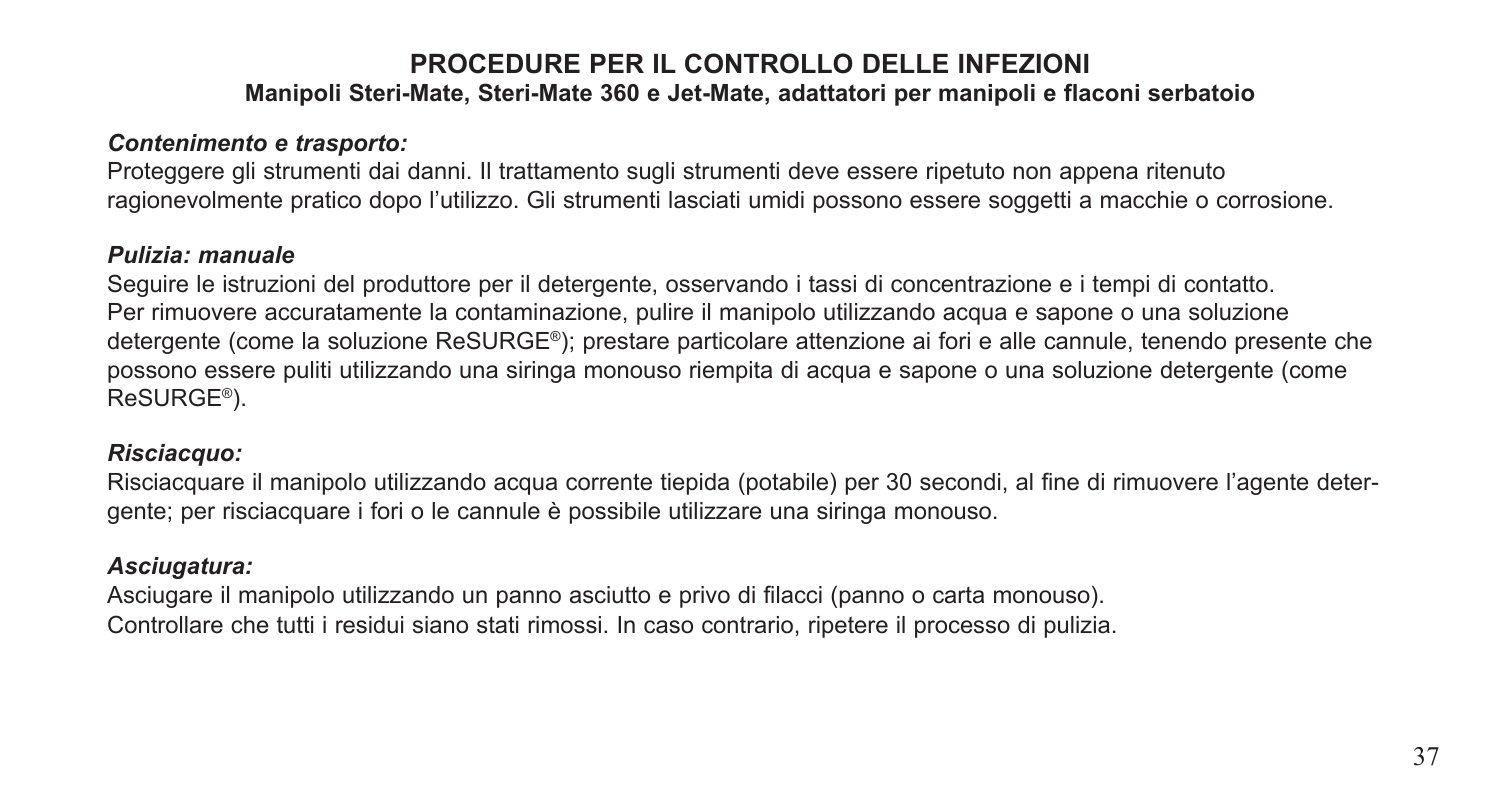# PROCEDURE PER IL CONTROLLO DELLE INFEZIONI

## Manipoli Steri-Mate, Steri-Mate 360 e Jet-Mate, adattatori per manipoli e flaconi serbatoio

***Contenimento e trasporto:***

Proteggere gli strumenti dai danni. Il trattamento sugli strumenti deve essere ripetuto non appena ritenuto ragionevolmente pratico dopo l'utilizzo. Gli strumenti lasciati umidi possono essere soggetti a macchie o corrosione.

***Pulizia: manuale***

Seguire le istruzioni del produttore per il detergente, osservando i tassi di concentrazione e i tempi di contatto.
Per rimuovere accuratamente la contaminazione, pulire il manipolo utilizzando acqua e sapone o una soluzione detergente (come la soluzione ReSURGE®); prestare particolare attenzione ai fori e alle cannule, tenendo presente che possono essere puliti utilizzando una siringa monouso riempita di acqua e sapone o una soluzione detergente (come ReSURGE®).

***Risciacquo:***

Risciacquare il manipolo utilizzando acqua corrente tiepida (potabile) per 30 secondi, al fine di rimuovere l'agente detergente; per risciacquare i fori o le cannule è possibile utilizzare una siringa monouso.

***Asciugatura:***

Asciugare il manipolo utilizzando un panno asciutto e privo di filacci (panno o carta monouso).
Controllare che tutti i residui siano stati rimossi. In caso contrario, ripetere il processo di pulizia.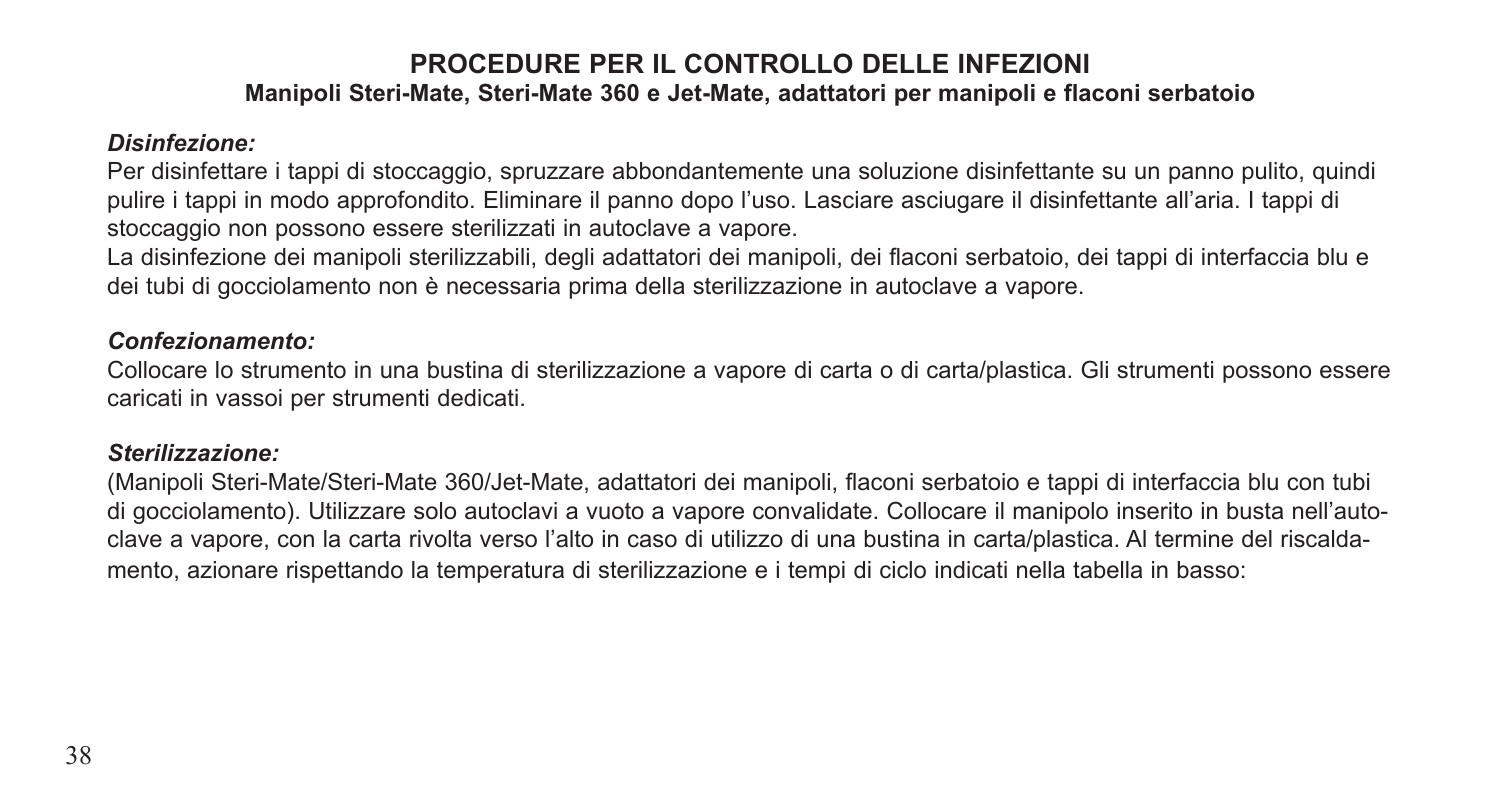# PROCEDURE PER IL CONTROLLO DELLE INFEZIONI

## Manipoli Steri-Mate, Steri-Mate 360 e Jet-Mate, adattatori per manipoli e flaconi serbatoio

***Disinfezione:***

Per disinfettare i tappi di stoccaggio, spruzzare abbondantemente una soluzione disinfettante su un panno pulito, quindi pulire i tappi in modo approfondito. Eliminare il panno dopo l'uso. Lasciare asciugare il disinfettante all'aria. I tappi di stoccaggio non possono essere sterilizzati in autoclave a vapore.

La disinfezione dei manipoli sterilizzabili, degli adattatori dei manipoli, dei flaconi serbatoio, dei tappi di interfaccia blu e dei tubi di gocciolamento non è necessaria prima della sterilizzazione in autoclave a vapore.

***Confezionamento:***

Collocare lo strumento in una bustina di sterilizzazione a vapore di carta o di carta/plastica. Gli strumenti possono essere caricati in vassoi per strumenti dedicati.

***Sterilizzazione:***

(Manipoli Steri-Mate/Steri-Mate 360/Jet-Mate, adattatori dei manipoli, flaconi serbatoio e tappi di interfaccia blu con tubi di gocciolamento). Utilizzare solo autoclavi a vuoto a vapore convalidate. Collocare il manipolo inserito in busta nell'autoclave a vapore, con la carta rivolta verso l'alto in caso di utilizzo di una bustina in carta/plastica. Al termine del riscaldamento, azionare rispettando la temperatura di sterilizzazione e i tempi di ciclo indicati nella tabella in basso: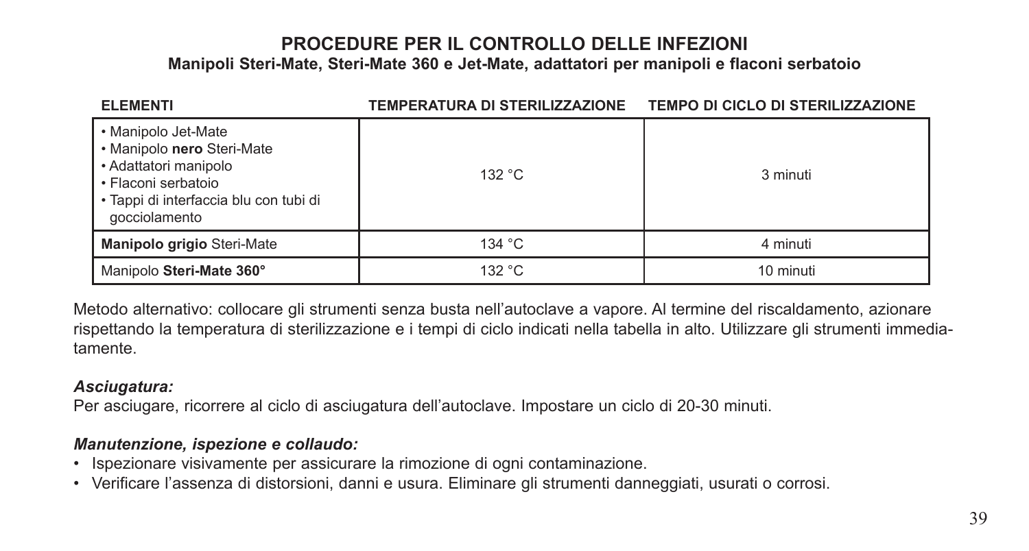## PROCEDURE PER IL CONTROLLO DELLE INFEZIONI

### Manipoli Steri-Mate, Steri-Mate 360 e Jet-Mate, adattatori per manipoli e flaconi serbatoio

| ELEMENTI | TEMPERATURA DI STERILIZZAZIONE | TEMPO DI CICLO DI STERILIZZAZIONE |
|---|---|---|
| • Manipolo Jet-Mate<br>• Manipolo **nero** Steri-Mate<br>• Adattatori manipolo<br>• Flaconi serbatoio<br>• Tappi di interfaccia blu con tubi di gocciolamento | 132 °C | 3 minuti |
| **Manipolo grigio** Steri-Mate | 134 °C | 4 minuti |
| Manipolo **Steri-Mate 360°** | 132 °C | 10 minuti |

Metodo alternativo: collocare gli strumenti senza busta nell'autoclave a vapore. Al termine del riscaldamento, azionare rispettando la temperatura di sterilizzazione e i tempi di ciclo indicati nella tabella in alto. Utilizzare gli strumenti immediatamente.

***Asciugatura:***

Per asciugare, ricorrere al ciclo di asciugatura dell'autoclave. Impostare un ciclo di 20-30 minuti.

***Manutenzione, ispezione e collaudo:***

- Ispezionare visivamente per assicurare la rimozione di ogni contaminazione.
- Verificare l'assenza di distorsioni, danni e usura. Eliminare gli strumenti danneggiati, usurati o corrosi.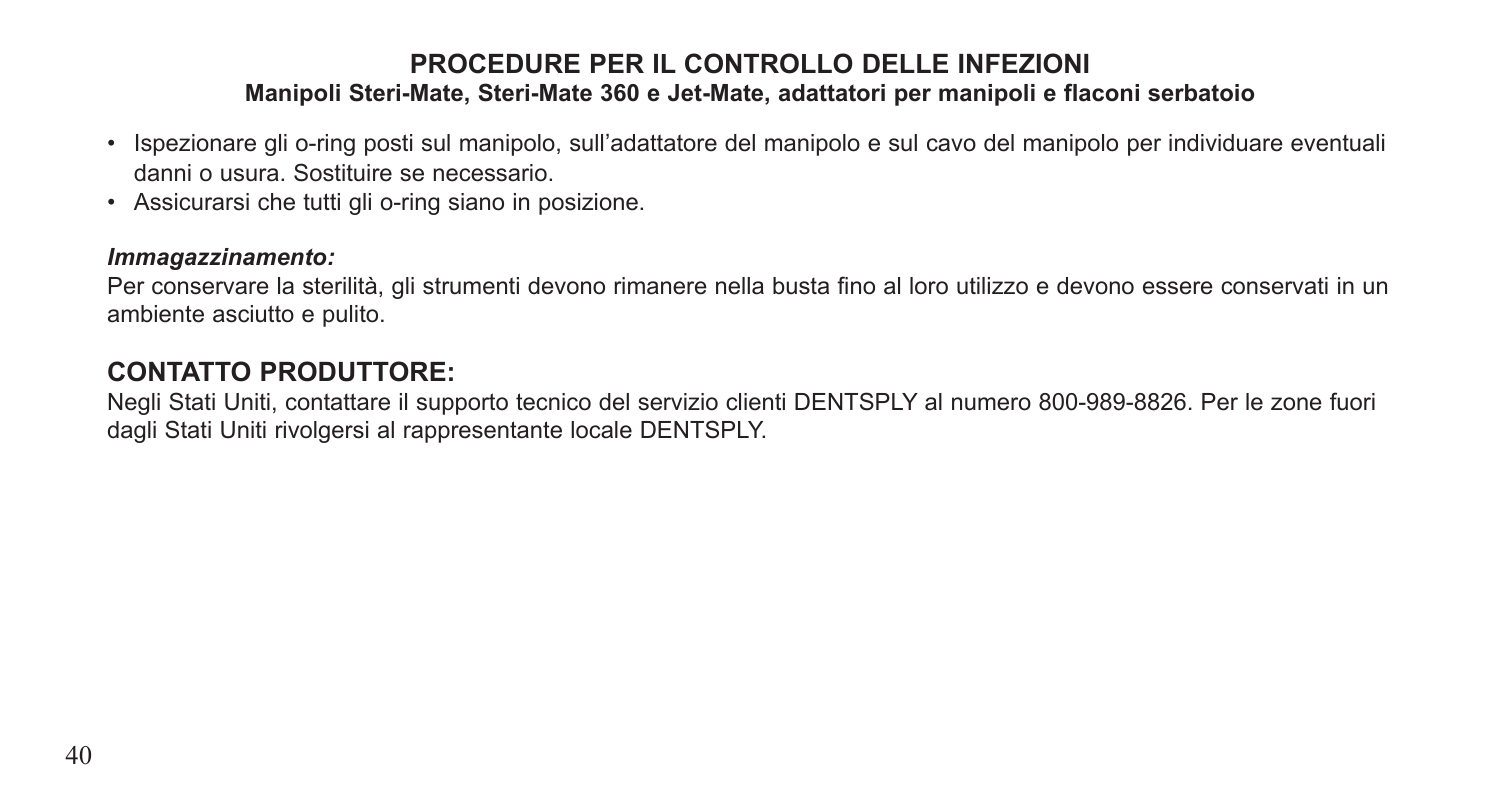## PROCEDURE PER IL CONTROLLO DELLE INFEZIONI

**Manipoli Steri-Mate, Steri-Mate 360 e Jet-Mate, adattatori per manipoli e flaconi serbatoio**

- Ispezionare gli o-ring posti sul manipolo, sull'adattatore del manipolo e sul cavo del manipolo per individuare eventuali danni o usura. Sostituire se necessario.
- Assicurarsi che tutti gli o-ring siano in posizione.

***Immagazzinamento:***

Per conservare la sterilità, gli strumenti devono rimanere nella busta fino al loro utilizzo e devono essere conservati in un ambiente asciutto e pulito.

## CONTATTO PRODUTTORE:

Negli Stati Uniti, contattare il supporto tecnico del servizio clienti DENTSPLY al numero 800-989-8826. Per le zone fuori dagli Stati Uniti rivolgersi al rappresentante locale DENTSPLY.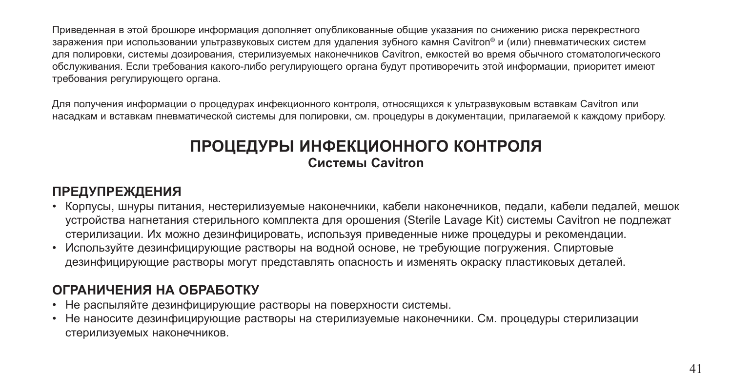Приведенная в этой брошюре информация дополняет опубликованные общие указания по снижению риска перекрестного заражения при использовании ультразвуковых систем для удаления зубного камня Cavitron® и (или) пневматических систем для полировки, системы дозирования, стерилизуемых наконечников Cavitron, емкостей во время обычного стоматологического обслуживания. Если требования какого-либо регулирующего органа будут противоречить этой информации, приоритет имеют требования регулирующего органа.

Для получения информации о процедурах инфекционного контроля, относящихся к ультразвуковым вставкам Cavitron или насадкам и вставкам пневматической системы для полировки, см. процедуры в документации, прилагаемой к каждому прибору.

# ПРОЦЕДУРЫ ИНФЕКЦИОННОГО КОНТРОЛЯ

**Системы Cavitron**

## ПРЕДУПРЕЖДЕНИЯ

- Корпусы, шнуры питания, нестерилизуемые наконечники, кабели наконечников, педали, кабели педалей, мешок устройства нагнетания стерильного комплекта для орошения (Sterile Lavage Kit) системы Cavitron не подлежат стерилизации. Их можно дезинфицировать, используя приведенные ниже процедуры и рекомендации.
- Используйте дезинфицирующие растворы на водной основе, не требующие погружения. Спиртовые дезинфицирующие растворы могут представлять опасность и изменять окраску пластиковых деталей.

## ОГРАНИЧЕНИЯ НА ОБРАБОТКУ

- Не распыляйте дезинфицирующие растворы на поверхности системы.
- Не наносите дезинфицирующие растворы на стерилизуемые наконечники. См. процедуры стерилизации стерилизуемых наконечников.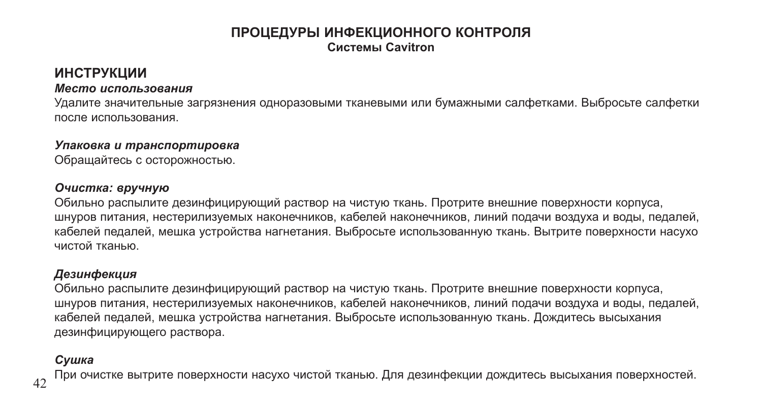## ПРОЦЕДУРЫ ИНФЕКЦИОННОГО КОНТРОЛЯ

**Системы Cavitron**

## ИНСТРУКЦИИ

***Место использования***

Удалите значительные загрязнения одноразовыми тканевыми или бумажными салфетками. Выбросьте салфетки после использования.

***Упаковка и транспортировка***

Обращайтесь с осторожностью.

***Очистка: вручную***

Обильно распылите дезинфицирующий раствор на чистую ткань. Протрите внешние поверхности корпуса, шнуров питания, нестерилизуемых наконечников, кабелей наконечников, линий подачи воздуха и воды, педалей, кабелей педалей, мешка устройства нагнетания. Выбросьте использованную ткань. Вытрите поверхности насухо чистой тканью.

***Дезинфекция***

Обильно распылите дезинфицирующий раствор на чистую ткань. Протрите внешние поверхности корпуса, шнуров питания, нестерилизуемых наконечников, кабелей наконечников, линий подачи воздуха и воды, педалей, кабелей педалей, мешка устройства нагнетания. Выбросьте использованную ткань. Дождитесь высыхания дезинфицирующего раствора.

***Сушка***

При очистке вытрите поверхности насухо чистой тканью. Для дезинфекции дождитесь высыхания поверхностей.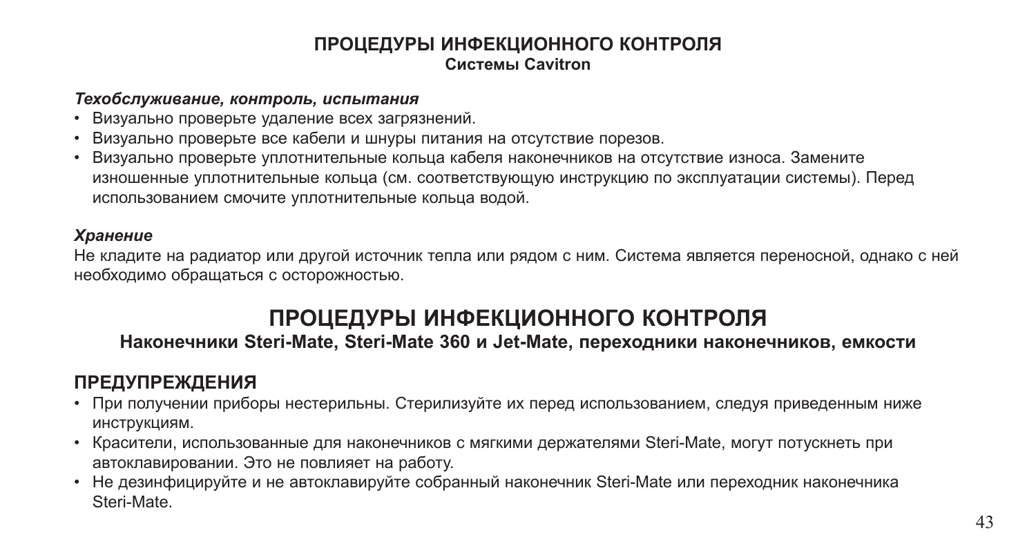## ПРОЦЕДУРЫ ИНФЕКЦИОННОГО КОНТРОЛЯ
**Системы Cavitron**

***Техобслуживание, контроль, испытания***

- Визуально проверьте удаление всех загрязнений.
- Визуально проверьте все кабели и шнуры питания на отсутствие порезов.
- Визуально проверьте уплотнительные кольца кабеля наконечников на отсутствие износа. Замените изношенные уплотнительные кольца (см. соответствующую инструкцию по эксплуатации системы). Перед использованием смочите уплотнительные кольца водой.

***Хранение***

Не кладите на радиатор или другой источник тепла или рядом с ним. Система является переносной, однако с ней необходимо обращаться с осторожностью.

# ПРОЦЕДУРЫ ИНФЕКЦИОННОГО КОНТРОЛЯ
**Наконечники Steri-Mate, Steri-Mate 360 и Jet-Mate, переходники наконечников, емкости**

## ПРЕДУПРЕЖДЕНИЯ

- При получении приборы нестерильны. Стерилизуйте их перед использованием, следуя приведенным ниже инструкциям.
- Красители, использованные для наконечников с мягкими держателями Steri-Mate, могут потускнеть при автоклавировании. Это не повлияет на работу.
- Не дезинфицируйте и не автоклавируйте собранный наконечник Steri-Mate или переходник наконечника Steri-Mate.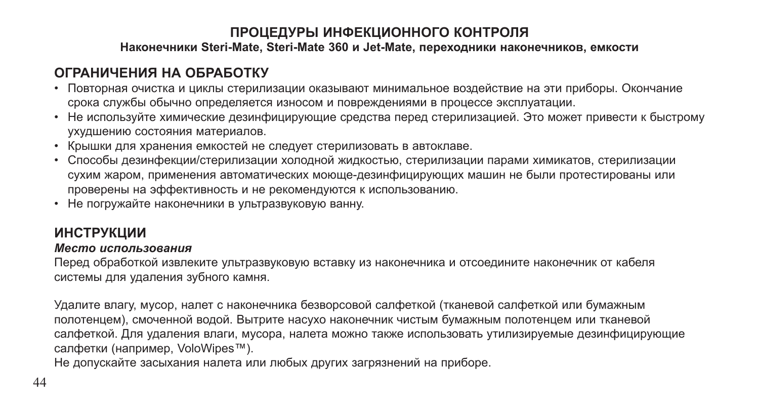# ПРОЦЕДУРЫ ИНФЕКЦИОННОГО КОНТРОЛЯ

**Наконечники Steri-Mate, Steri-Mate 360 и Jet-Mate, переходники наконечников, емкости**

## ОГРАНИЧЕНИЯ НА ОБРАБОТКУ

- Повторная очистка и циклы стерилизации оказывают минимальное воздействие на эти приборы. Окончание срока службы обычно определяется износом и повреждениями в процессе эксплуатации.
- Не используйте химические дезинфицирующие средства перед стерилизацией. Это может привести к быстрому ухудшению состояния материалов.
- Крышки для хранения емкостей не следует стерилизовать в автоклаве.
- Способы дезинфекции/стерилизации холодной жидкостью, стерилизации парами химикатов, стерилизации сухим жаром, применения автоматических моюще-дезинфицирующих машин не были протестированы или проверены на эффективность и не рекомендуются к использованию.
- Не погружайте наконечники в ультразвуковую ванну.

## ИНСТРУКЦИИ

***Место использования***

Перед обработкой извлеките ультразвуковую вставку из наконечника и отсоедините наконечник от кабеля системы для удаления зубного камня.

Удалите влагу, мусор, налет с наконечника безворсовой салфеткой (тканевой салфеткой или бумажным полотенцем), смоченной водой. Вытрите насухо наконечник чистым бумажным полотенцем или тканевой салфеткой. Для удаления влаги, мусора, налета можно также использовать утилизируемые дезинфицирующие салфетки (например, VoloWipes™).

Не допускайте засыхания налета или любых других загрязнений на приборе.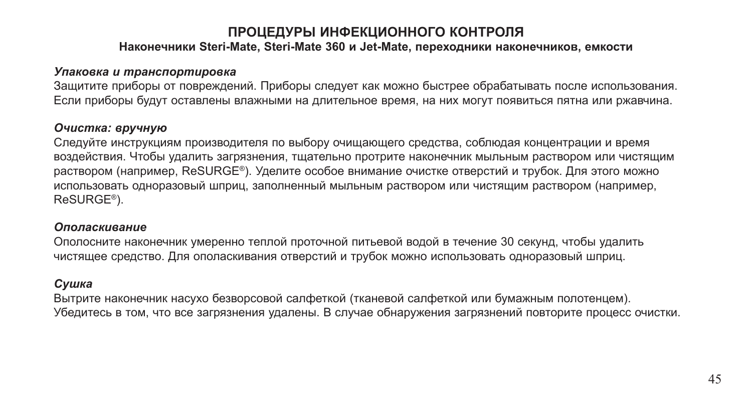# ПРОЦЕДУРЫ ИНФЕКЦИОННОГО КОНТРОЛЯ

**Наконечники Steri-Mate, Steri-Mate 360 и Jet-Mate, переходники наконечников, емкости**

***Упаковка и транспортировка***

Защитите приборы от повреждений. Приборы следует как можно быстрее обрабатывать после использования. Если приборы будут оставлены влажными на длительное время, на них могут появиться пятна или ржавчина.

***Очистка: вручную***

Следуйте инструкциям производителя по выбору очищающего средства, соблюдая концентрации и время воздействия. Чтобы удалить загрязнения, тщательно протрите наконечник мыльным раствором или чистящим раствором (например, ReSURGE®). Уделите особое внимание очистке отверстий и трубок. Для этого можно использовать одноразовый шприц, заполненный мыльным раствором или чистящим раствором (например, ReSURGE®).

***Ополаскивание***

Ополосните наконечник умеренно теплой проточной питьевой водой в течение 30 секунд, чтобы удалить чистящее средство. Для ополаскивания отверстий и трубок можно использовать одноразовый шприц.

***Сушка***

Вытрите наконечник насухо безворсовой салфеткой (тканевой салфеткой или бумажным полотенцем). Убедитесь в том, что все загрязнения удалены. В случае обнаружения загрязнений повторите процесс очистки.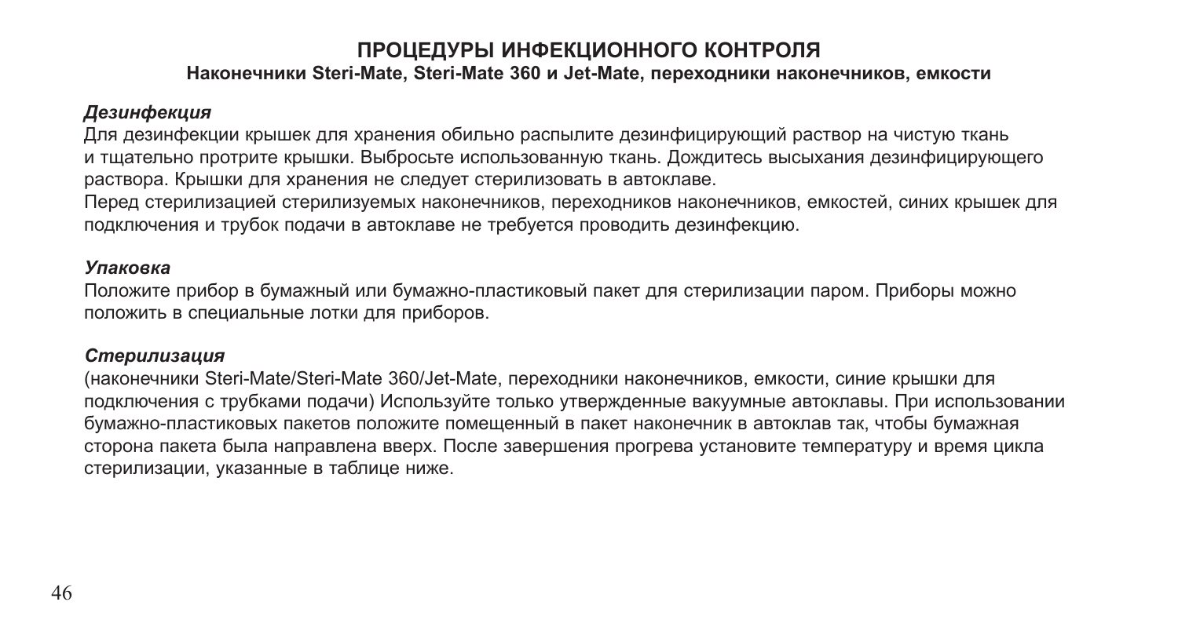# ПРОЦЕДУРЫ ИНФЕКЦИОННОГО КОНТРОЛЯ

**Наконечники Steri-Mate, Steri-Mate 360 и Jet-Mate, переходники наконечников, емкости**

### *Дезинфекция*

Для дезинфекции крышек для хранения обильно распылите дезинфицирующий раствор на чистую ткань и тщательно протрите крышки. Выбросьте использованную ткань. Дождитесь высыхания дезинфицирующего раствора. Крышки для хранения не следует стерилизовать в автоклаве.

Перед стерилизацией стерилизуемых наконечников, переходников наконечников, емкостей, синих крышек для подключения и трубок подачи в автоклаве не требуется проводить дезинфекцию.

### *Упаковка*

Положите прибор в бумажный или бумажно-пластиковый пакет для стерилизации паром. Приборы можно положить в специальные лотки для приборов.

### *Стерилизация*

(наконечники Steri-Mate/Steri-Mate 360/Jet-Mate, переходники наконечников, емкости, синие крышки для подключения с трубками подачи) Используйте только утвержденные вакуумные автоклавы. При использовании бумажно-пластиковых пакетов положите помещенный в пакет наконечник в автоклав так, чтобы бумажная сторона пакета была направлена вверх. После завершения прогрева установите температуру и время цикла стерилизации, указанные в таблице ниже.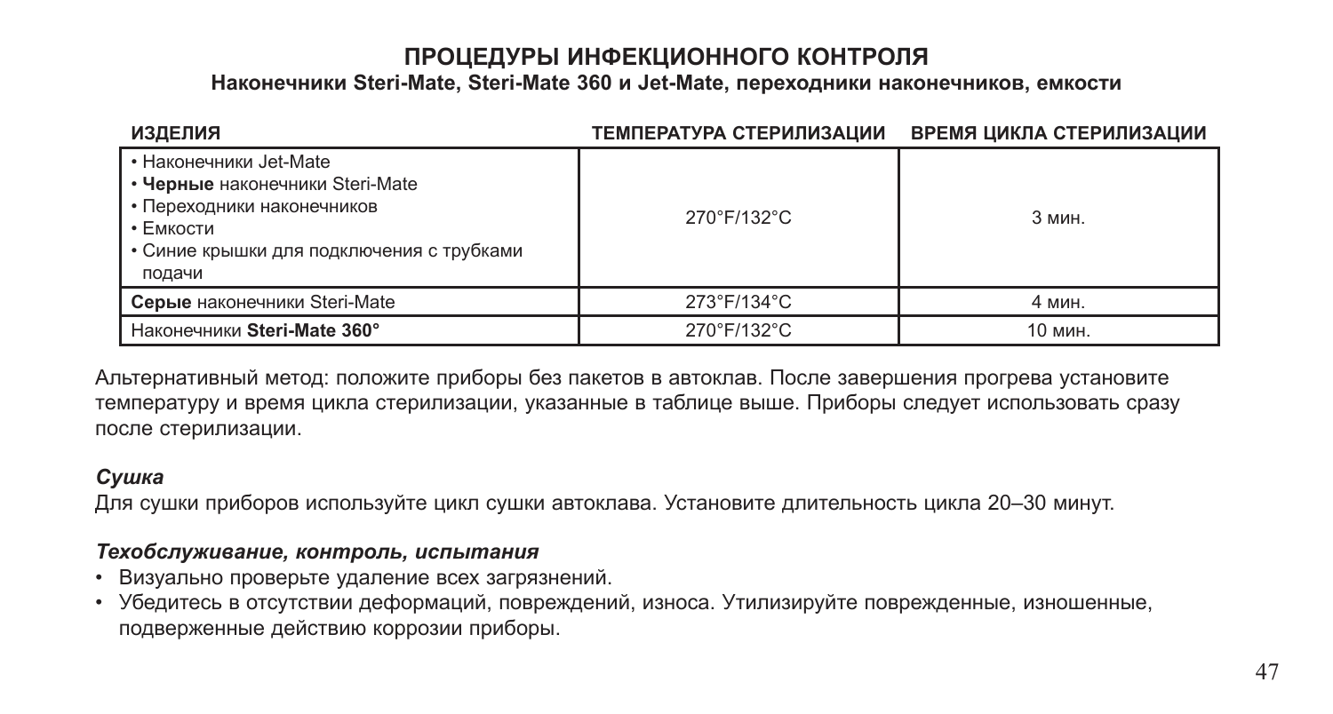## ПРОЦЕДУРЫ ИНФЕКЦИОННОГО КОНТРОЛЯ

**Наконечники Steri-Mate, Steri-Mate 360 и Jet-Mate, переходники наконечников, емкости**

| ИЗДЕЛИЯ | ТЕМПЕРАТУРА СТЕРИЛИЗАЦИИ | ВРЕМЯ ЦИКЛА СТЕРИЛИЗАЦИИ |
|---|---|---|
| • Наконечники Jet-Mate<br>• **Черные** наконечники Steri-Mate<br>• Переходники наконечников<br>• Емкости<br>• Синие крышки для подключения с трубками подачи | 270°F/132°C | 3 мин. |
| **Серые** наконечники Steri-Mate | 273°F/134°C | 4 мин. |
| Наконечники **Steri-Mate 360°** | 270°F/132°C | 10 мин. |

Альтернативный метод: положите приборы без пакетов в автоклав. После завершения прогрева установите температуру и время цикла стерилизации, указанные в таблице выше. Приборы следует использовать сразу после стерилизации.

### *Сушка*

Для сушки приборов используйте цикл сушки автоклава. Установите длительность цикла 20–30 минут.

### *Техобслуживание, контроль, испытания*

- Визуально проверьте удаление всех загрязнений.
- Убедитесь в отсутствии деформаций, повреждений, износа. Утилизируйте поврежденные, изношенные, подверженные действию коррозии приборы.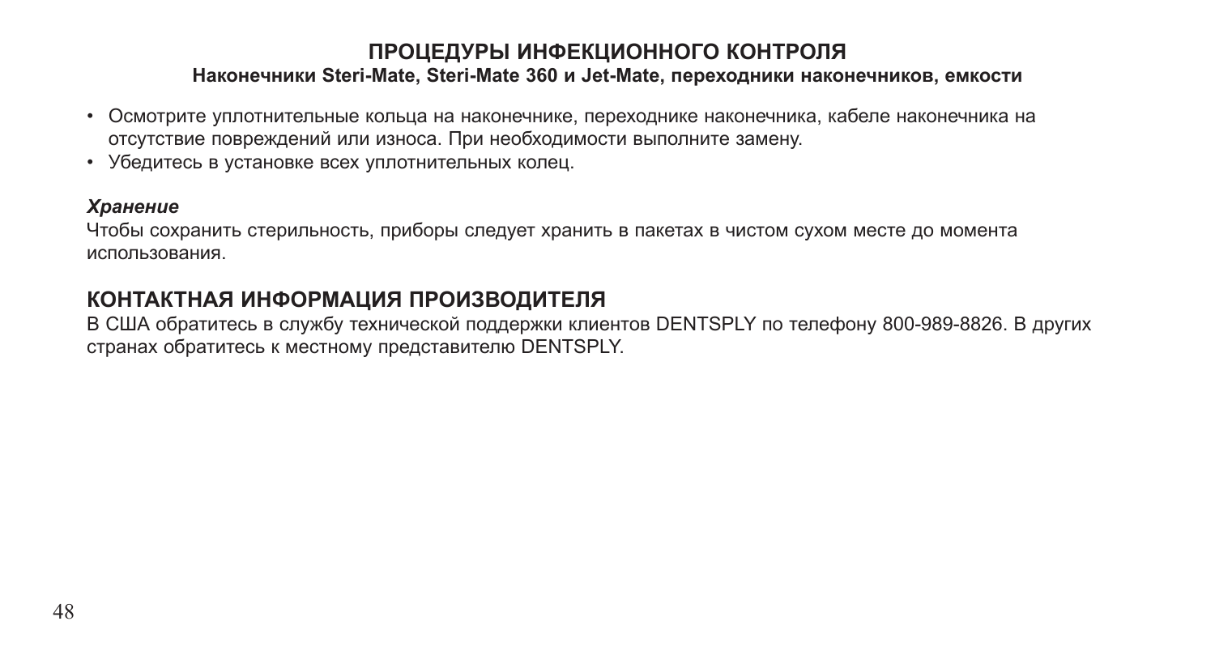## ПРОЦЕДУРЫ ИНФЕКЦИОННОГО КОНТРОЛЯ

**Наконечники Steri-Mate, Steri-Mate 360 и Jet-Mate, переходники наконечников, емкости**

- Осмотрите уплотнительные кольца на наконечнике, переходнике наконечника, кабеле наконечника на отсутствие повреждений или износа. При необходимости выполните замену.
- Убедитесь в установке всех уплотнительных колец.

***Хранение***

Чтобы сохранить стерильность, приборы следует хранить в пакетах в чистом сухом месте до момента использования.

## КОНТАКТНАЯ ИНФОРМАЦИЯ ПРОИЗВОДИТЕЛЯ

В США обратитесь в службу технической поддержки клиентов DENTSPLY по телефону 800-989-8826. В других странах обратитесь к местному представителю DENTSPLY.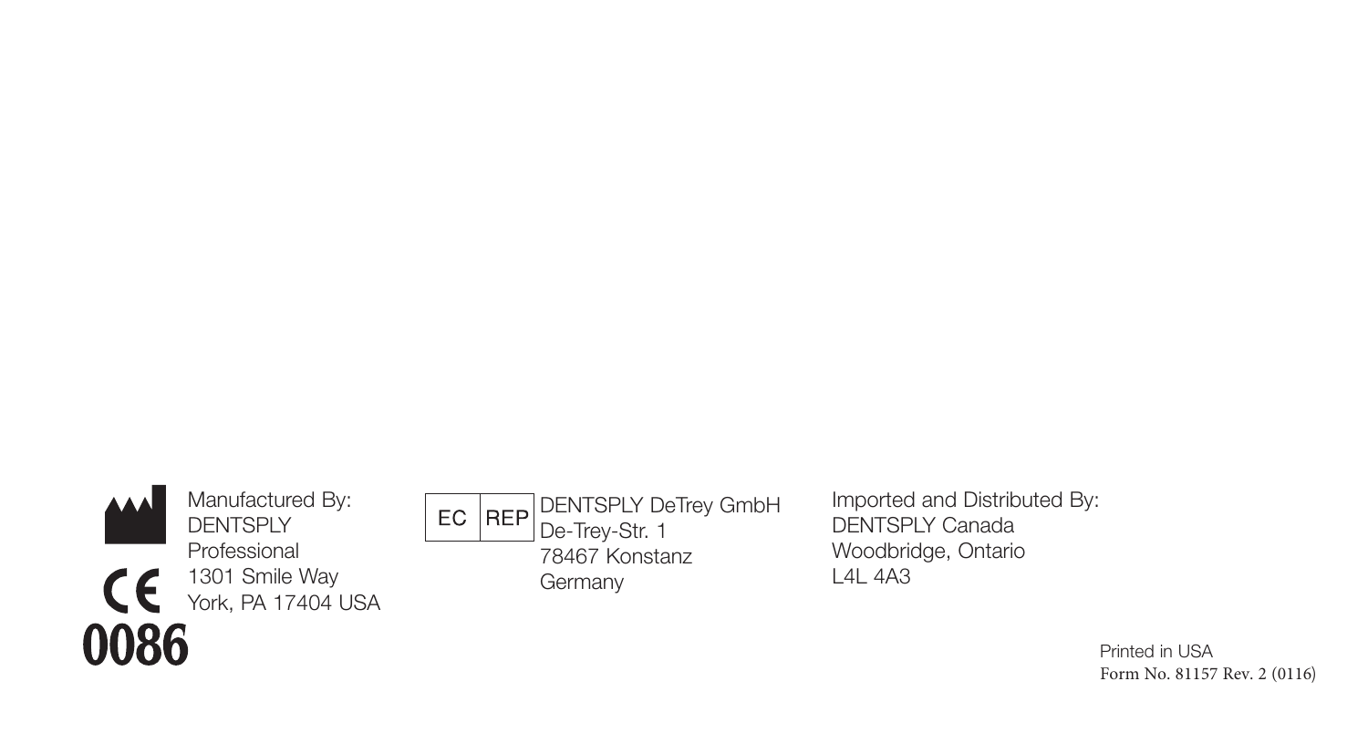Manufactured By:
DENTSPLY
Professional
1301 Smile Way
York, PA 17404 USA

CE 0086

EC REP DENTSPLY DeTrey GmbH
De-Trey-Str. 1
78467 Konstanz
Germany

Imported and Distributed By:
DENTSPLY Canada
Woodbridge, Ontario
L4L 4A3

Printed in USA
Form No. 81157 Rev. 2 (0116)